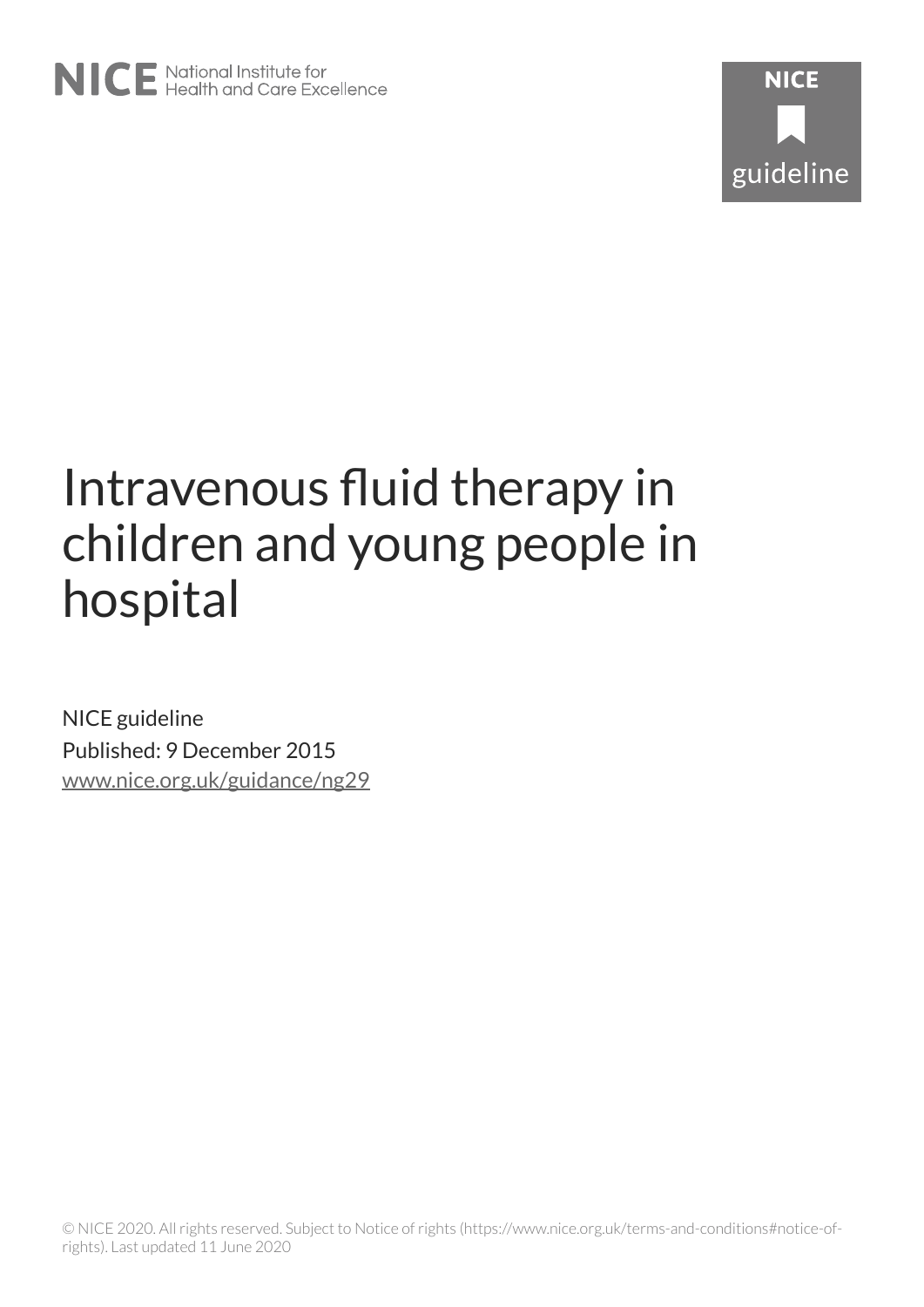NICE National Institute for Health and Care Excellence

NICE guideline

# Intravenous fluid therapy in children and young people in hospital

NICE guideline

Published: 9 December 2015

www.nice.org.uk/guidance/ng29

© NICE 2020. All rights reserved. Subject to Notice of rights (https://www.nice.org.uk/terms-and-conditions#notice-of-rights). Last updated 11 June 2020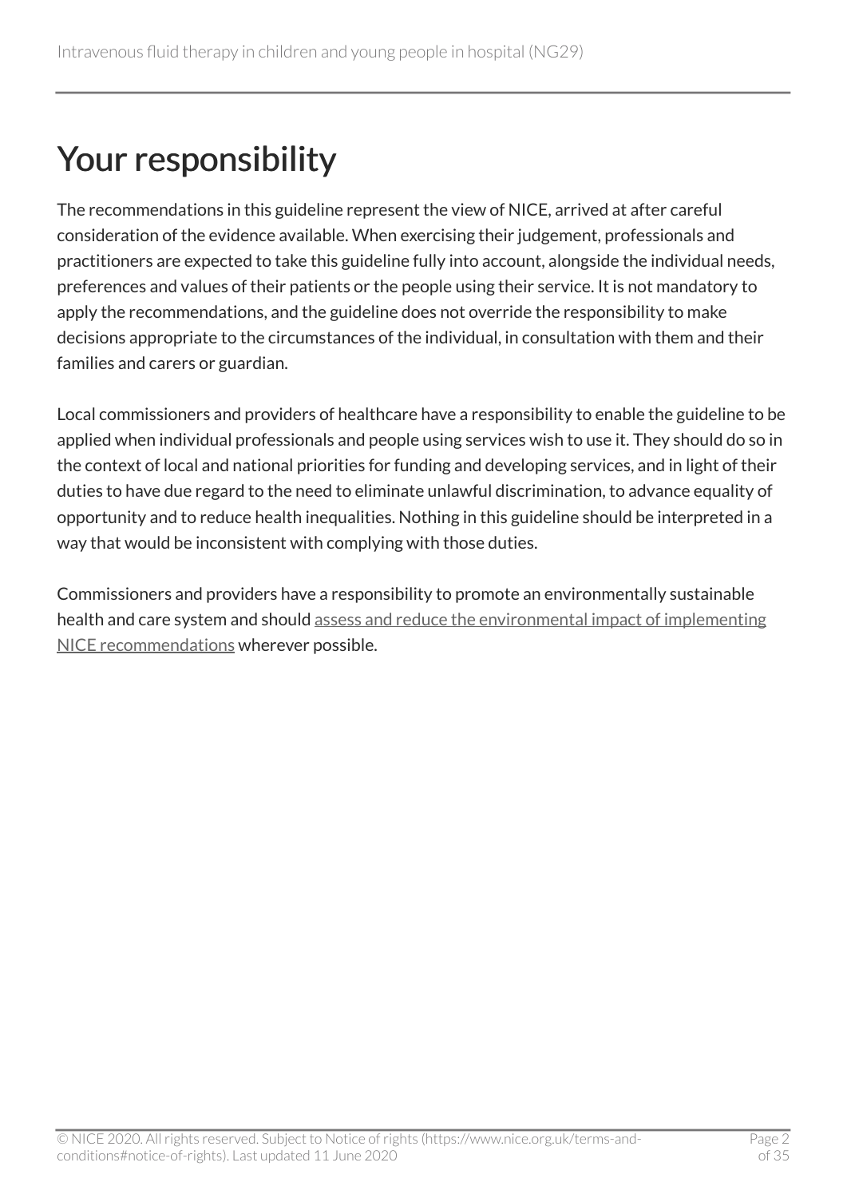# Your responsibility

The recommendations in this guideline represent the view of NICE, arrived at after careful consideration of the evidence available. When exercising their judgement, professionals and practitioners are expected to take this guideline fully into account, alongside the individual needs, preferences and values of their patients or the people using their service. It is not mandatory to apply the recommendations, and the guideline does not override the responsibility to make decisions appropriate to the circumstances of the individual, in consultation with them and their families and carers or guardian.

Local commissioners and providers of healthcare have a responsibility to enable the guideline to be applied when individual professionals and people using services wish to use it. They should do so in the context of local and national priorities for funding and developing services, and in light of their duties to have due regard to the need to eliminate unlawful discrimination, to advance equality of opportunity and to reduce health inequalities. Nothing in this guideline should be interpreted in a way that would be inconsistent with complying with those duties.

Commissioners and providers have a responsibility to promote an environmentally sustainable health and care system and should assess and reduce the environmental impact of implementing NICE recommendations wherever possible.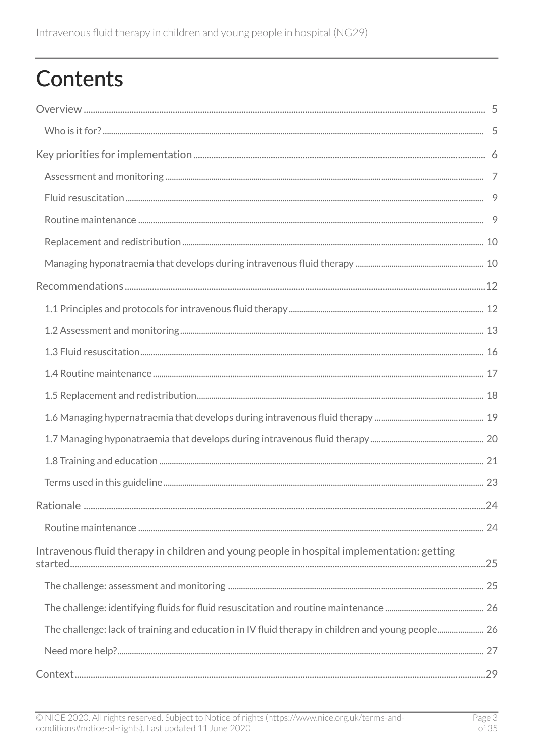# Contents

Overview .......... 5

- Who is it for? .......... 5

Key priorities for implementation .......... 6

- Assessment and monitoring .......... 7
- Fluid resuscitation .......... 9
- Routine maintenance .......... 9
- Replacement and redistribution .......... 10
- Managing hyponatraemia that develops during intravenous fluid therapy .......... 10

Recommendations .......... 12

- 1.1 Principles and protocols for intravenous fluid therapy .......... 12
- 1.2 Assessment and monitoring .......... 13
- 1.3 Fluid resuscitation .......... 16
- 1.4 Routine maintenance .......... 17
- 1.5 Replacement and redistribution .......... 18
- 1.6 Managing hypernatraemia that develops during intravenous fluid therapy .......... 19
- 1.7 Managing hyponatraemia that develops during intravenous fluid therapy .......... 20
- 1.8 Training and education .......... 21
- Terms used in this guideline .......... 23

Rationale .......... 24

- Routine maintenance .......... 24

Intravenous fluid therapy in children and young people in hospital implementation: getting started .......... 25

- The challenge: assessment and monitoring .......... 25
- The challenge: identifying fluids for fluid resuscitation and routine maintenance .......... 26
- The challenge: lack of training and education in IV fluid therapy in children and young people .......... 26
- Need more help? .......... 27

Context .......... 29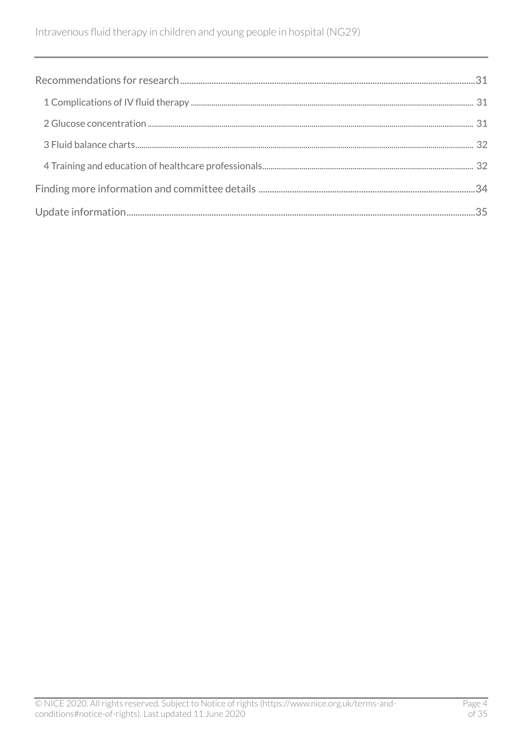Recommendations for research ........ 31

- 1 Complications of IV fluid therapy ........ 31
- 2 Glucose concentration ........ 31
- 3 Fluid balance charts ........ 32
- 4 Training and education of healthcare professionals ........ 32

Finding more information and committee details ........ 34

Update information ........ 35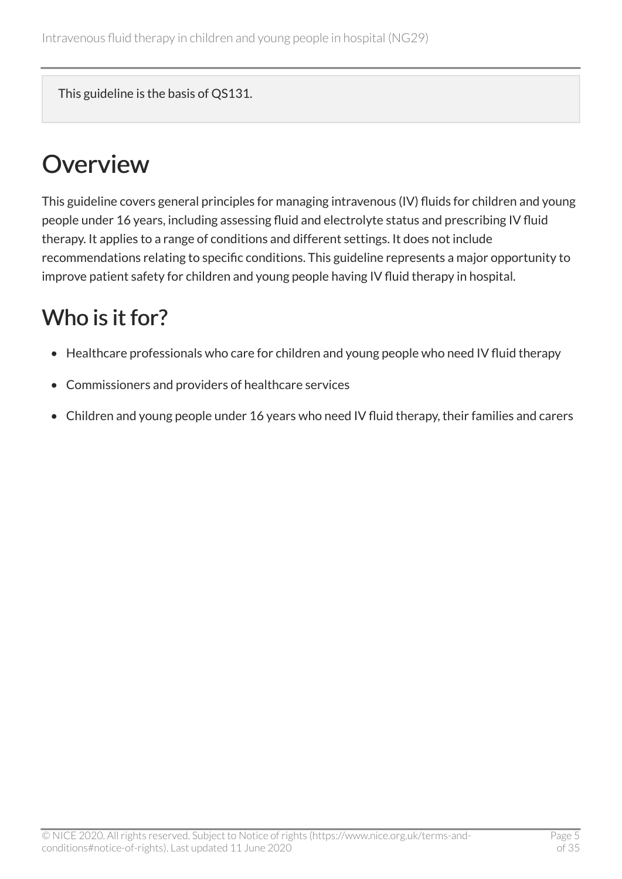This guideline is the basis of QS131.

# Overview

This guideline covers general principles for managing intravenous (IV) fluids for children and young people under 16 years, including assessing fluid and electrolyte status and prescribing IV fluid therapy. It applies to a range of conditions and different settings. It does not include recommendations relating to specific conditions. This guideline represents a major opportunity to improve patient safety for children and young people having IV fluid therapy in hospital.

## Who is it for?

- Healthcare professionals who care for children and young people who need IV fluid therapy
- Commissioners and providers of healthcare services
- Children and young people under 16 years who need IV fluid therapy, their families and carers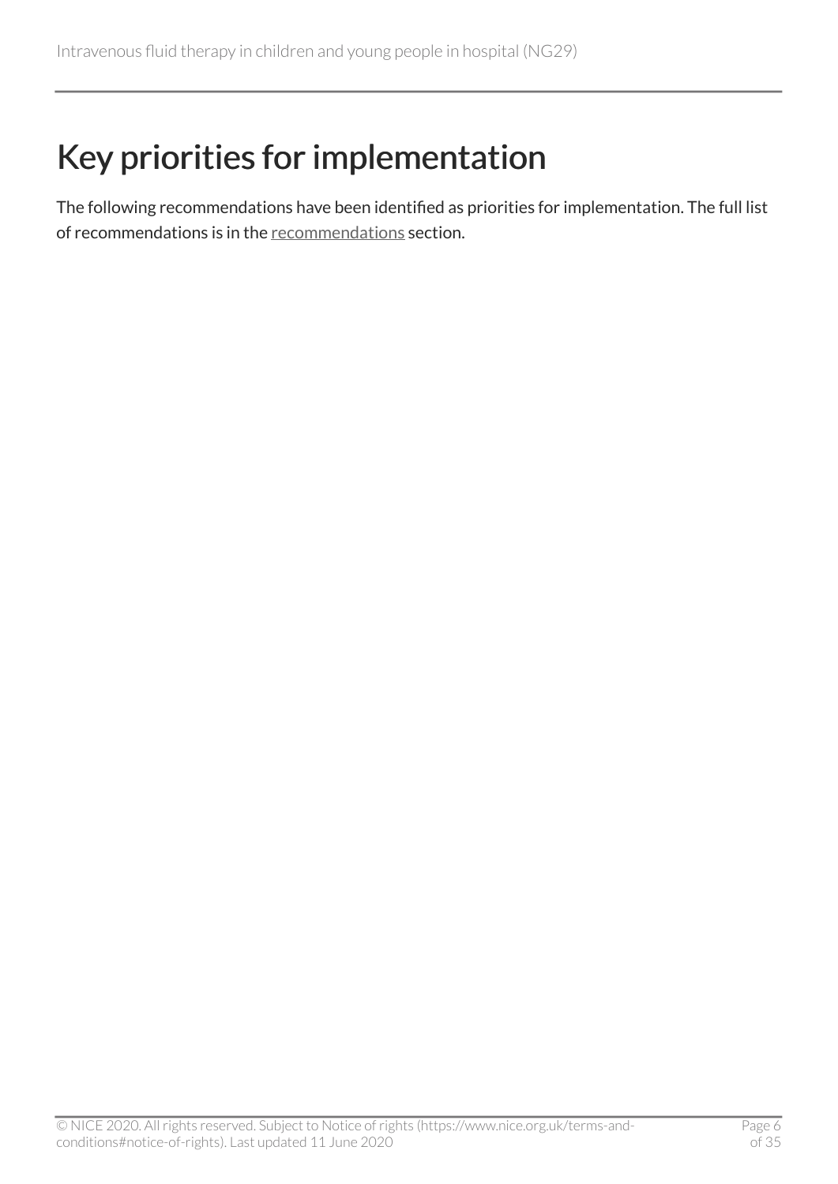# Key priorities for implementation

The following recommendations have been identified as priorities for implementation. The full list of recommendations is in the recommendations section.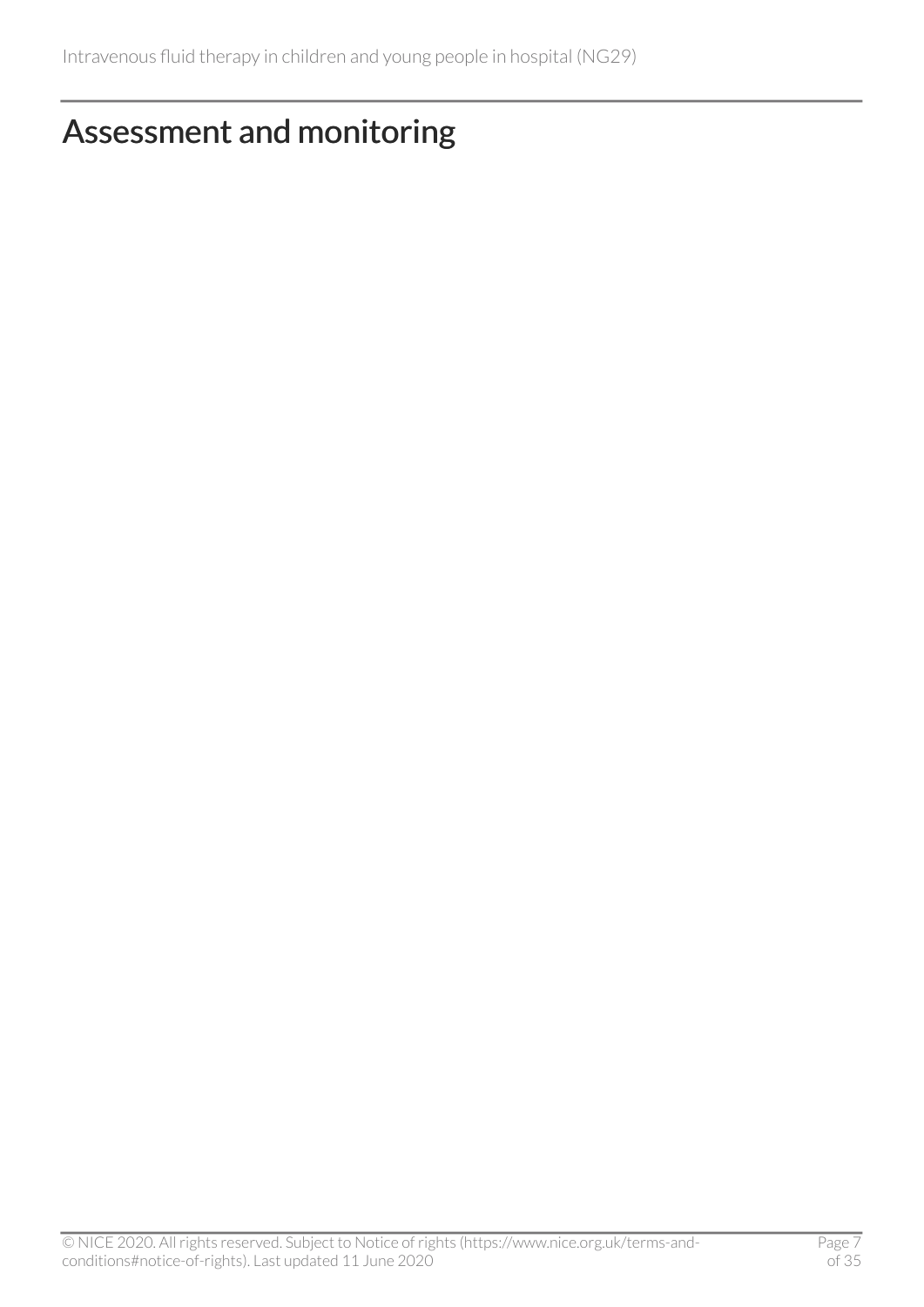# Assessment and monitoring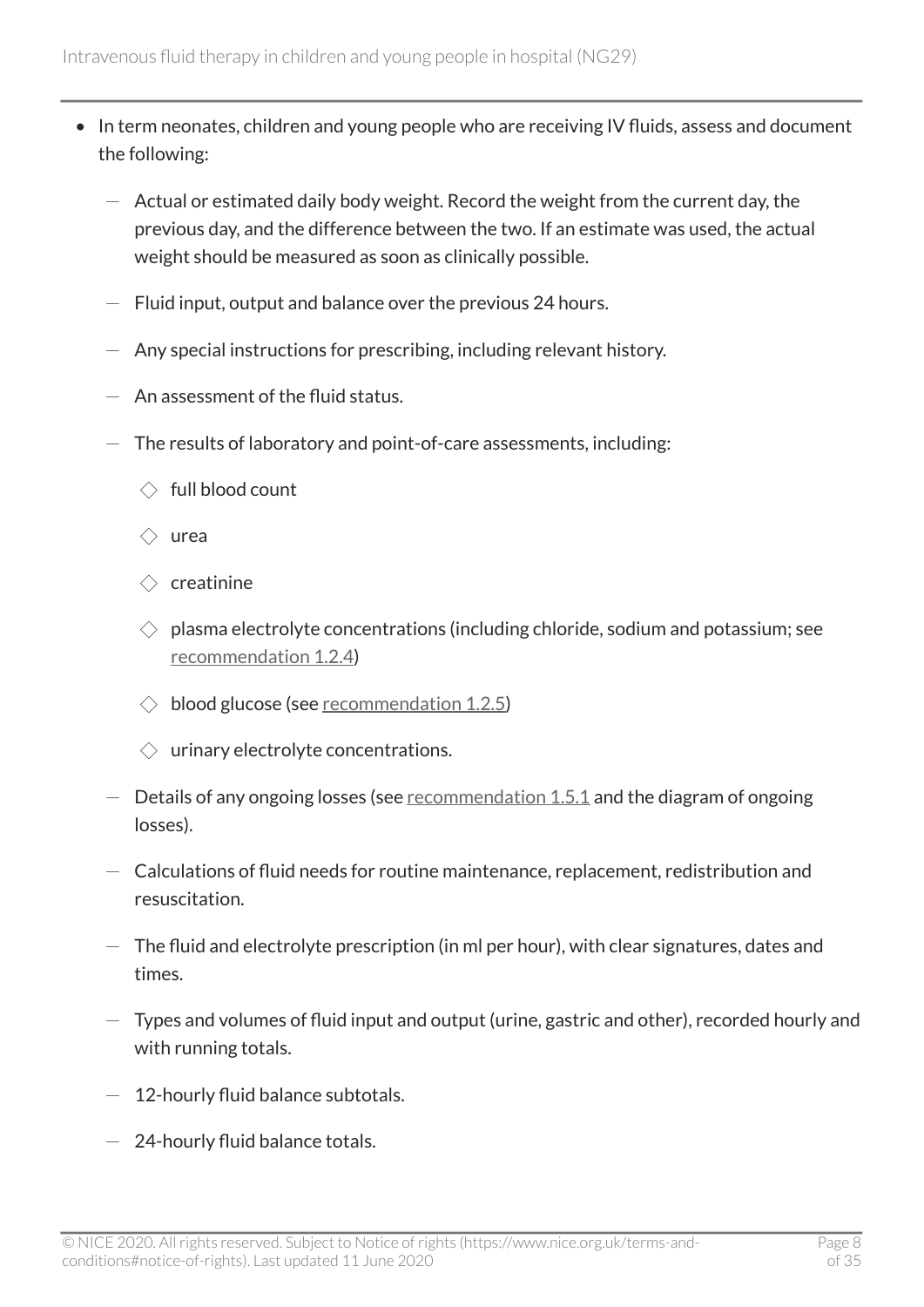- In term neonates, children and young people who are receiving IV fluids, assess and document the following:
  - Actual or estimated daily body weight. Record the weight from the current day, the previous day, and the difference between the two. If an estimate was used, the actual weight should be measured as soon as clinically possible.
  - Fluid input, output and balance over the previous 24 hours.
  - Any special instructions for prescribing, including relevant history.
  - An assessment of the fluid status.
  - The results of laboratory and point-of-care assessments, including:
    - full blood count
    - urea
    - creatinine
    - plasma electrolyte concentrations (including chloride, sodium and potassium; see recommendation 1.2.4)
    - blood glucose (see recommendation 1.2.5)
    - urinary electrolyte concentrations.
  - Details of any ongoing losses (see recommendation 1.5.1 and the diagram of ongoing losses).
  - Calculations of fluid needs for routine maintenance, replacement, redistribution and resuscitation.
  - The fluid and electrolyte prescription (in ml per hour), with clear signatures, dates and times.
  - Types and volumes of fluid input and output (urine, gastric and other), recorded hourly and with running totals.
  - 12-hourly fluid balance subtotals.
  - 24-hourly fluid balance totals.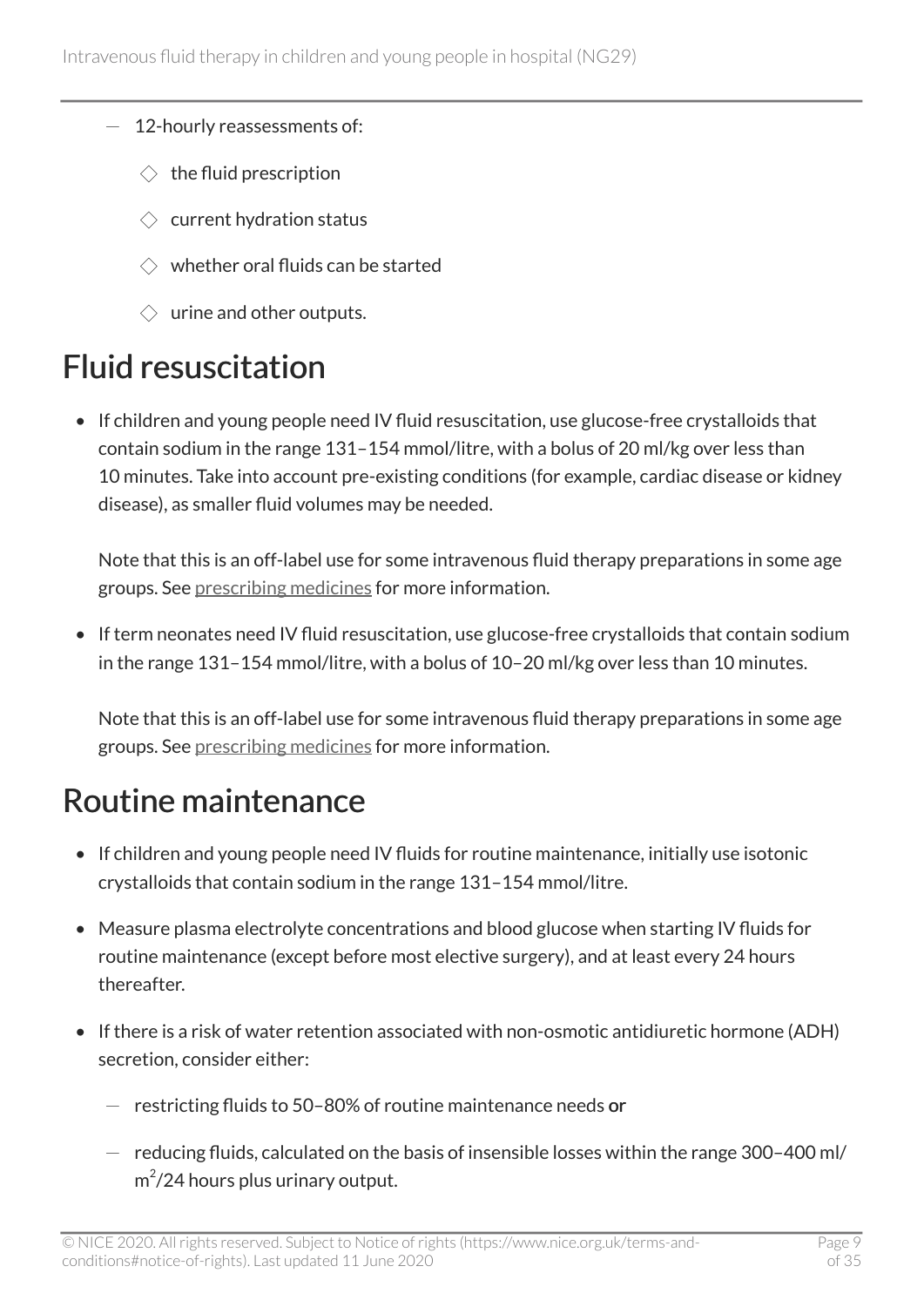- 12-hourly reassessments of:
  - the fluid prescription
  - current hydration status
  - whether oral fluids can be started
  - urine and other outputs.

# Fluid resuscitation

- If children and young people need IV fluid resuscitation, use glucose-free crystalloids that contain sodium in the range 131–154 mmol/litre, with a bolus of 20 ml/kg over less than 10 minutes. Take into account pre-existing conditions (for example, cardiac disease or kidney disease), as smaller fluid volumes may be needed.

  Note that this is an off-label use for some intravenous fluid therapy preparations in some age groups. See prescribing medicines for more information.

- If term neonates need IV fluid resuscitation, use glucose-free crystalloids that contain sodium in the range 131–154 mmol/litre, with a bolus of 10–20 ml/kg over less than 10 minutes.

  Note that this is an off-label use for some intravenous fluid therapy preparations in some age groups. See prescribing medicines for more information.

# Routine maintenance

- If children and young people need IV fluids for routine maintenance, initially use isotonic crystalloids that contain sodium in the range 131–154 mmol/litre.
- Measure plasma electrolyte concentrations and blood glucose when starting IV fluids for routine maintenance (except before most elective surgery), and at least every 24 hours thereafter.
- If there is a risk of water retention associated with non-osmotic antidiuretic hormone (ADH) secretion, consider either:
  - restricting fluids to 50–80% of routine maintenance needs **or**
  - reducing fluids, calculated on the basis of insensible losses within the range 300–400 ml/$m^2$/24 hours plus urinary output.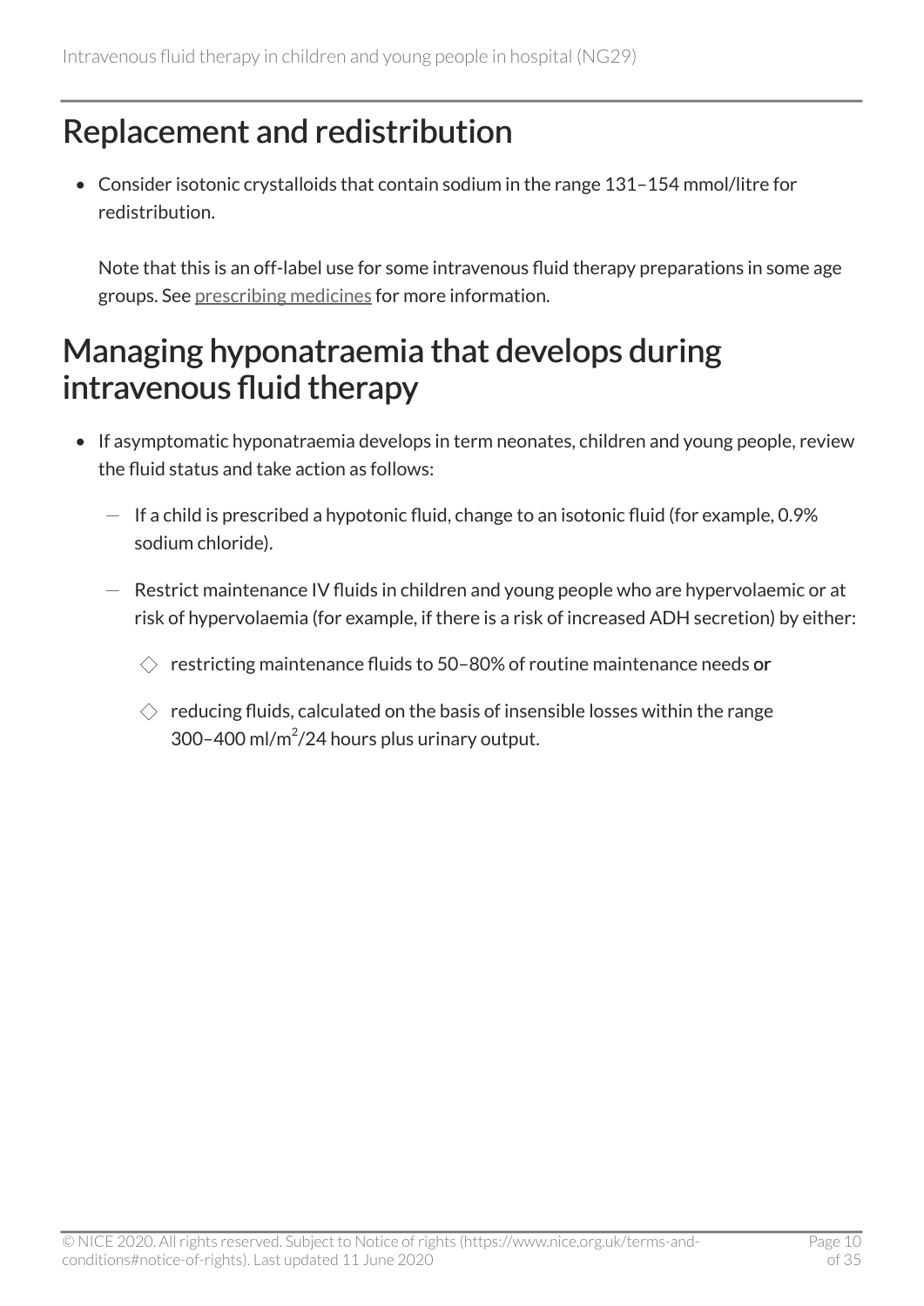## Replacement and redistribution

- Consider isotonic crystalloids that contain sodium in the range 131–154 mmol/litre for redistribution.

  Note that this is an off-label use for some intravenous fluid therapy preparations in some age groups. See prescribing medicines for more information.

## Managing hyponatraemia that develops during intravenous fluid therapy

- If asymptomatic hyponatraemia develops in term neonates, children and young people, review the fluid status and take action as follows:
  - If a child is prescribed a hypotonic fluid, change to an isotonic fluid (for example, 0.9% sodium chloride).
  - Restrict maintenance IV fluids in children and young people who are hypervolaemic or at risk of hypervolaemia (for example, if there is a risk of increased ADH secretion) by either:
    - restricting maintenance fluids to 50–80% of routine maintenance needs **or**
    - reducing fluids, calculated on the basis of insensible losses within the range 300–400 ml/$m^2$/24 hours plus urinary output.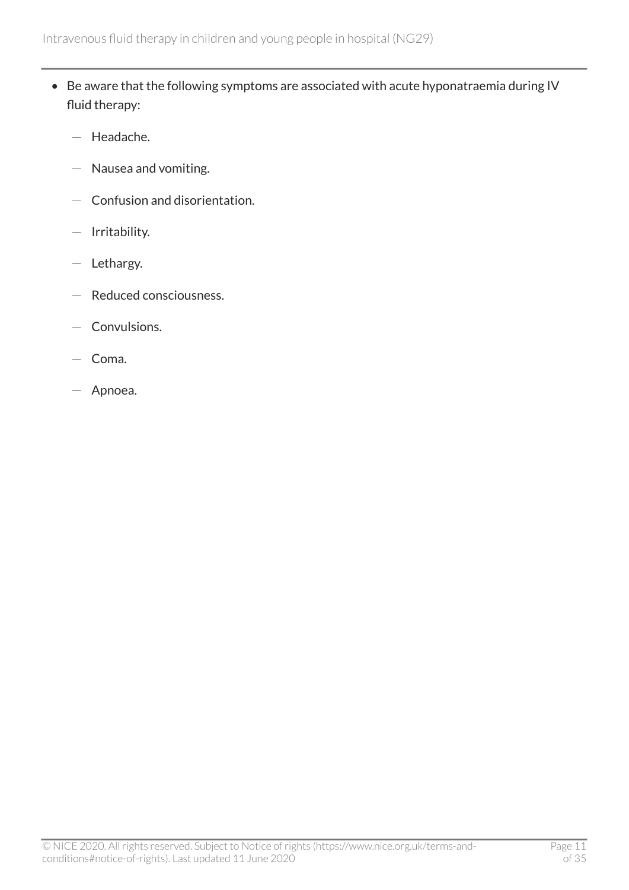- Be aware that the following symptoms are associated with acute hyponatraemia during IV fluid therapy:
  - Headache.
  - Nausea and vomiting.
  - Confusion and disorientation.
  - Irritability.
  - Lethargy.
  - Reduced consciousness.
  - Convulsions.
  - Coma.
  - Apnoea.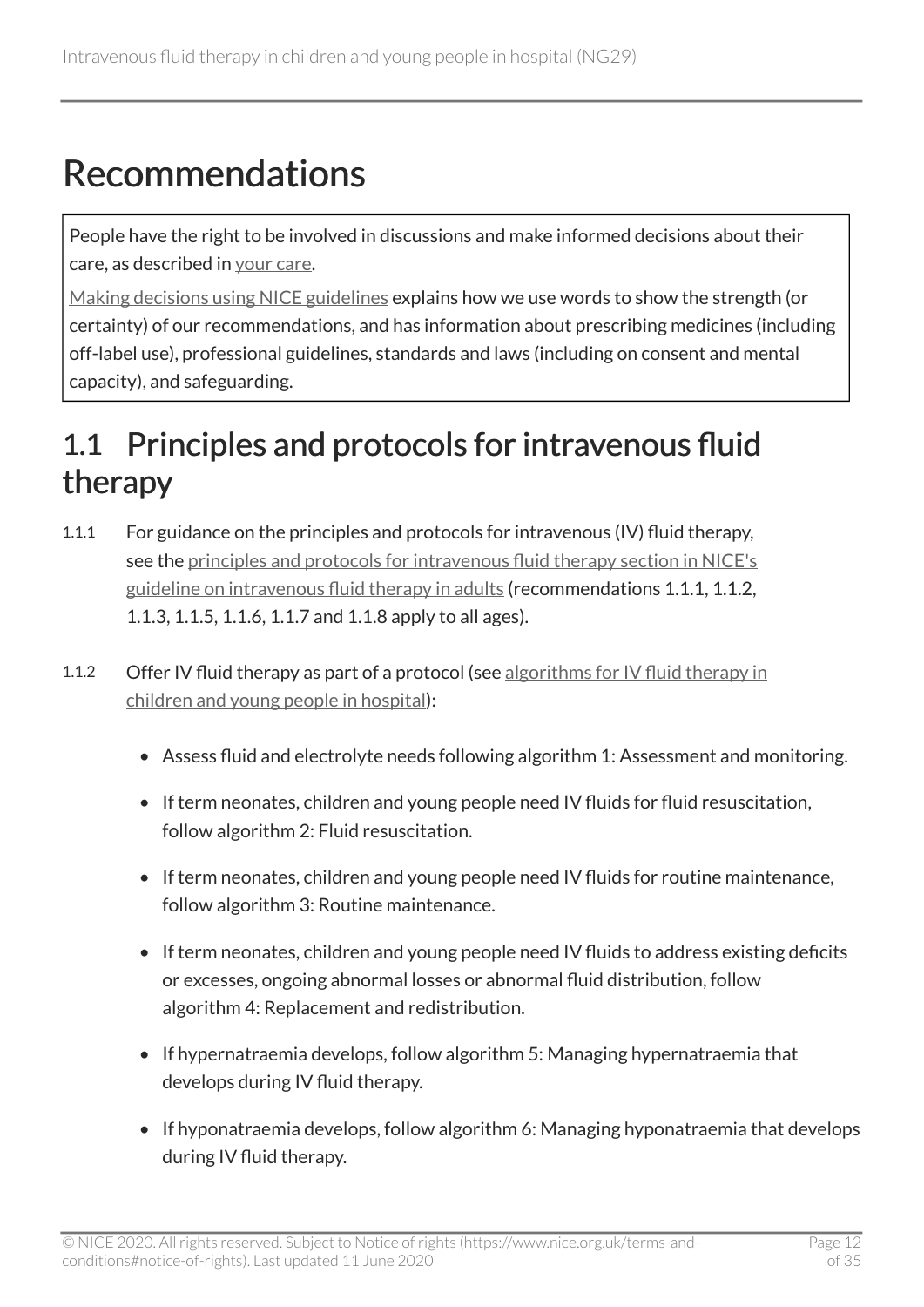# Recommendations

People have the right to be involved in discussions and make informed decisions about their care, as described in your care.

Making decisions using NICE guidelines explains how we use words to show the strength (or certainty) of our recommendations, and has information about prescribing medicines (including off-label use), professional guidelines, standards and laws (including on consent and mental capacity), and safeguarding.

## 1.1 Principles and protocols for intravenous fluid therapy

1.1.1 For guidance on the principles and protocols for intravenous (IV) fluid therapy, see the principles and protocols for intravenous fluid therapy section in NICE's guideline on intravenous fluid therapy in adults (recommendations 1.1.1, 1.1.2, 1.1.3, 1.1.5, 1.1.6, 1.1.7 and 1.1.8 apply to all ages).

1.1.2 Offer IV fluid therapy as part of a protocol (see algorithms for IV fluid therapy in children and young people in hospital):

- Assess fluid and electrolyte needs following algorithm 1: Assessment and monitoring.
- If term neonates, children and young people need IV fluids for fluid resuscitation, follow algorithm 2: Fluid resuscitation.
- If term neonates, children and young people need IV fluids for routine maintenance, follow algorithm 3: Routine maintenance.
- If term neonates, children and young people need IV fluids to address existing deficits or excesses, ongoing abnormal losses or abnormal fluid distribution, follow algorithm 4: Replacement and redistribution.
- If hypernatraemia develops, follow algorithm 5: Managing hypernatraemia that develops during IV fluid therapy.
- If hyponatraemia develops, follow algorithm 6: Managing hyponatraemia that develops during IV fluid therapy.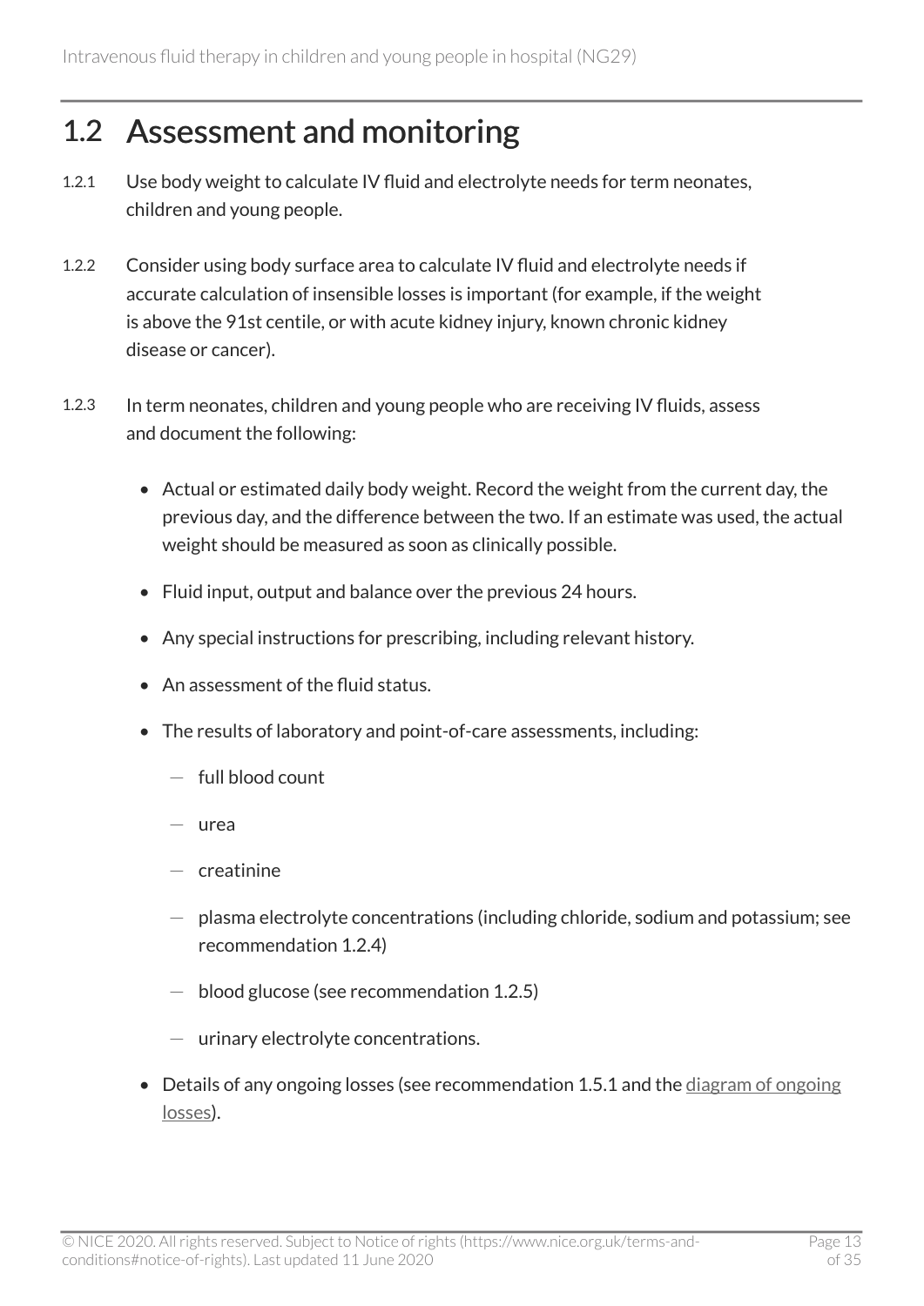## 1.2 Assessment and monitoring

1.2.1 Use body weight to calculate IV fluid and electrolyte needs for term neonates, children and young people.

1.2.2 Consider using body surface area to calculate IV fluid and electrolyte needs if accurate calculation of insensible losses is important (for example, if the weight is above the 91st centile, or with acute kidney injury, known chronic kidney disease or cancer).

1.2.3 In term neonates, children and young people who are receiving IV fluids, assess and document the following:

- Actual or estimated daily body weight. Record the weight from the current day, the previous day, and the difference between the two. If an estimate was used, the actual weight should be measured as soon as clinically possible.
- Fluid input, output and balance over the previous 24 hours.
- Any special instructions for prescribing, including relevant history.
- An assessment of the fluid status.
- The results of laboratory and point-of-care assessments, including:
  - full blood count
  - urea
  - creatinine
  - plasma electrolyte concentrations (including chloride, sodium and potassium; see recommendation 1.2.4)
  - blood glucose (see recommendation 1.2.5)
  - urinary electrolyte concentrations.
- Details of any ongoing losses (see recommendation 1.5.1 and the diagram of ongoing losses).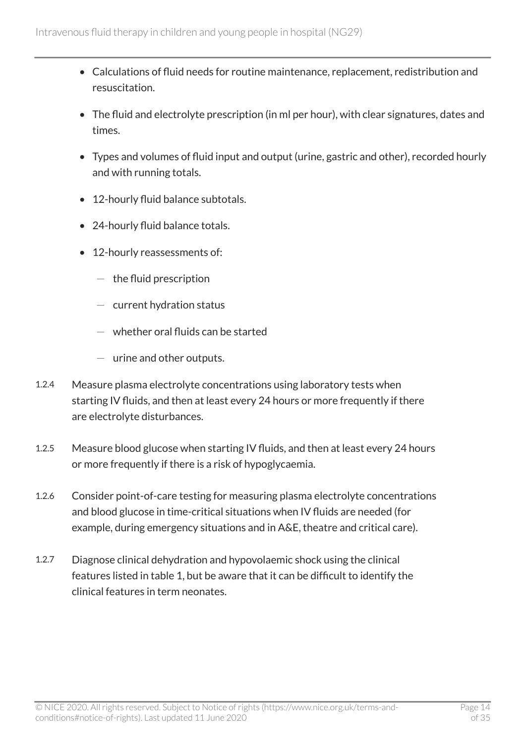- Calculations of fluid needs for routine maintenance, replacement, redistribution and resuscitation.
- The fluid and electrolyte prescription (in ml per hour), with clear signatures, dates and times.
- Types and volumes of fluid input and output (urine, gastric and other), recorded hourly and with running totals.
- 12-hourly fluid balance subtotals.
- 24-hourly fluid balance totals.
- 12-hourly reassessments of:
  - the fluid prescription
  - current hydration status
  - whether oral fluids can be started
  - urine and other outputs.

1.2.4 Measure plasma electrolyte concentrations using laboratory tests when starting IV fluids, and then at least every 24 hours or more frequently if there are electrolyte disturbances.

1.2.5 Measure blood glucose when starting IV fluids, and then at least every 24 hours or more frequently if there is a risk of hypoglycaemia.

1.2.6 Consider point-of-care testing for measuring plasma electrolyte concentrations and blood glucose in time-critical situations when IV fluids are needed (for example, during emergency situations and in A&E, theatre and critical care).

1.2.7 Diagnose clinical dehydration and hypovolaemic shock using the clinical features listed in table 1, but be aware that it can be difficult to identify the clinical features in term neonates.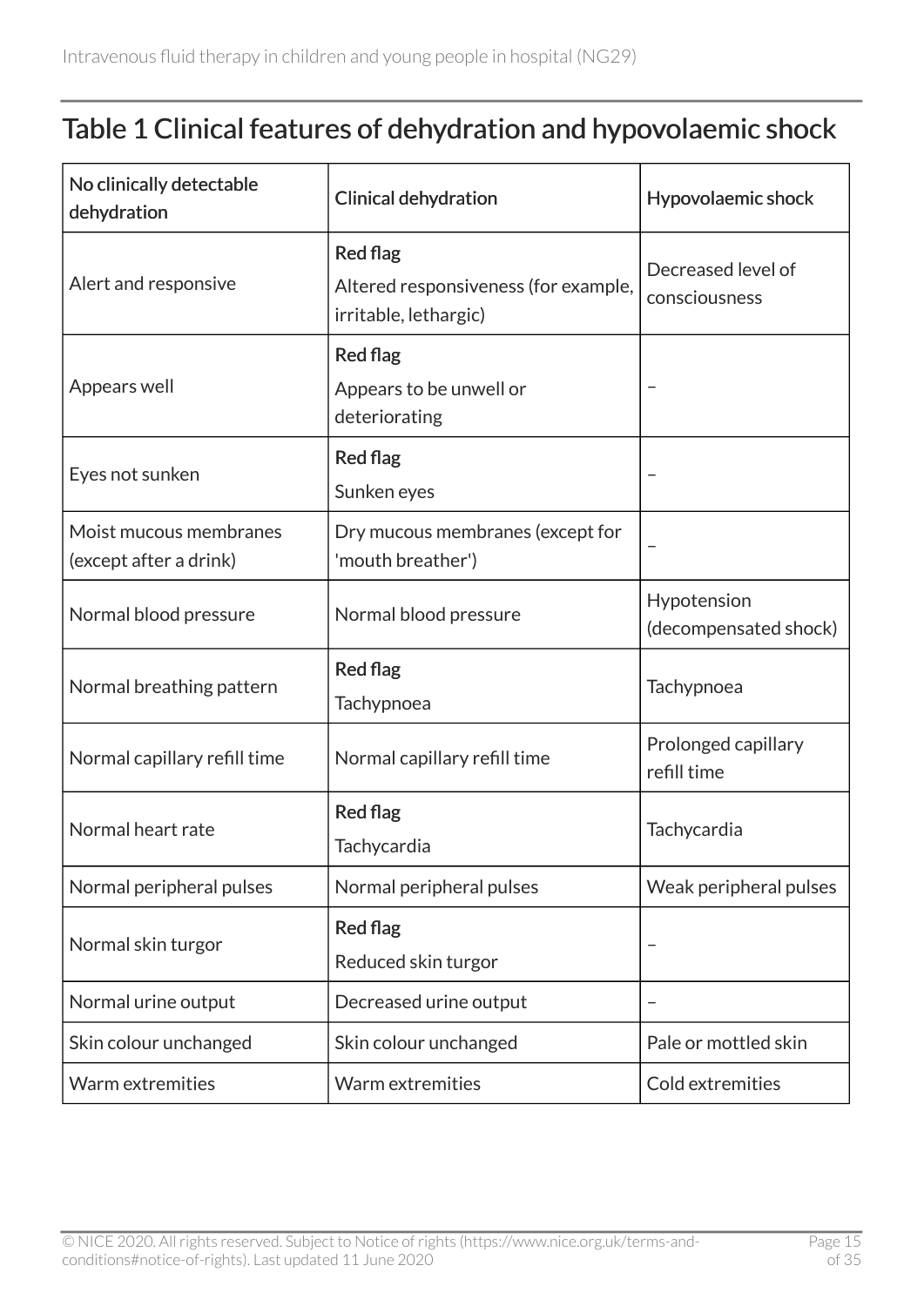## Table 1 Clinical features of dehydration and hypovolaemic shock

| No clinically detectable dehydration | Clinical dehydration | Hypovolaemic shock |
|---|---|---|
| Alert and responsive | **Red flag** Altered responsiveness (for example, irritable, lethargic) | Decreased level of consciousness |
| Appears well | **Red flag** Appears to be unwell or deteriorating | – |
| Eyes not sunken | **Red flag** Sunken eyes | – |
| Moist mucous membranes (except after a drink) | Dry mucous membranes (except for 'mouth breather') | – |
| Normal blood pressure | Normal blood pressure | Hypotension (decompensated shock) |
| Normal breathing pattern | **Red flag** Tachypnoea | Tachypnoea |
| Normal capillary refill time | Normal capillary refill time | Prolonged capillary refill time |
| Normal heart rate | **Red flag** Tachycardia | Tachycardia |
| Normal peripheral pulses | Normal peripheral pulses | Weak peripheral pulses |
| Normal skin turgor | **Red flag** Reduced skin turgor | – |
| Normal urine output | Decreased urine output | – |
| Skin colour unchanged | Skin colour unchanged | Pale or mottled skin |
| Warm extremities | Warm extremities | Cold extremities |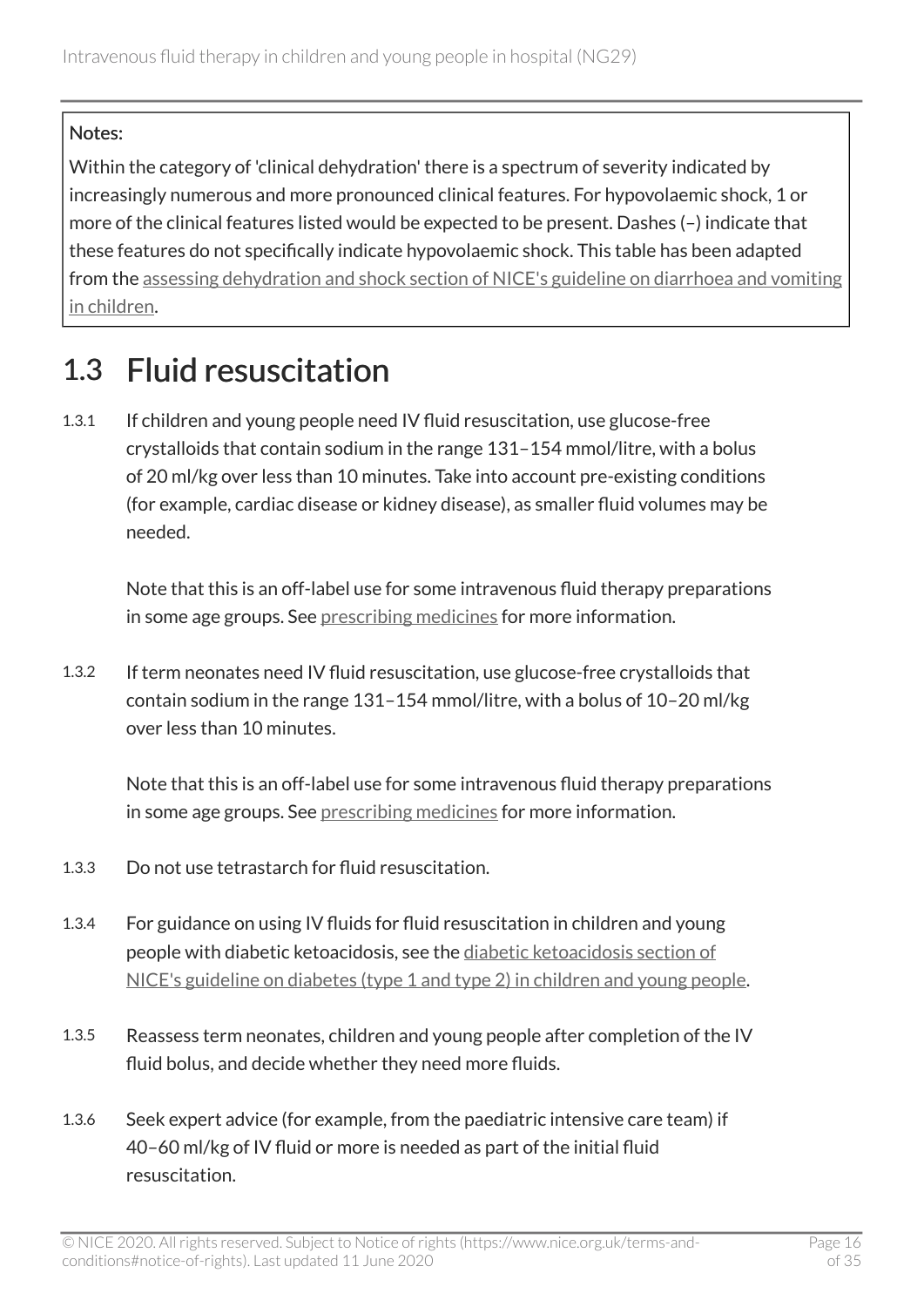**Notes:**

Within the category of 'clinical dehydration' there is a spectrum of severity indicated by increasingly numerous and more pronounced clinical features. For hypovolaemic shock, 1 or more of the clinical features listed would be expected to be present. Dashes (–) indicate that these features do not specifically indicate hypovolaemic shock. This table has been adapted from the assessing dehydration and shock section of NICE's guideline on diarrhoea and vomiting in children.

## 1.3 Fluid resuscitation

1.3.1 If children and young people need IV fluid resuscitation, use glucose-free crystalloids that contain sodium in the range 131–154 mmol/litre, with a bolus of 20 ml/kg over less than 10 minutes. Take into account pre-existing conditions (for example, cardiac disease or kidney disease), as smaller fluid volumes may be needed.

Note that this is an off-label use for some intravenous fluid therapy preparations in some age groups. See prescribing medicines for more information.

1.3.2 If term neonates need IV fluid resuscitation, use glucose-free crystalloids that contain sodium in the range 131–154 mmol/litre, with a bolus of 10–20 ml/kg over less than 10 minutes.

Note that this is an off-label use for some intravenous fluid therapy preparations in some age groups. See prescribing medicines for more information.

1.3.3 Do not use tetrastarch for fluid resuscitation.

1.3.4 For guidance on using IV fluids for fluid resuscitation in children and young people with diabetic ketoacidosis, see the diabetic ketoacidosis section of NICE's guideline on diabetes (type 1 and type 2) in children and young people.

1.3.5 Reassess term neonates, children and young people after completion of the IV fluid bolus, and decide whether they need more fluids.

1.3.6 Seek expert advice (for example, from the paediatric intensive care team) if 40–60 ml/kg of IV fluid or more is needed as part of the initial fluid resuscitation.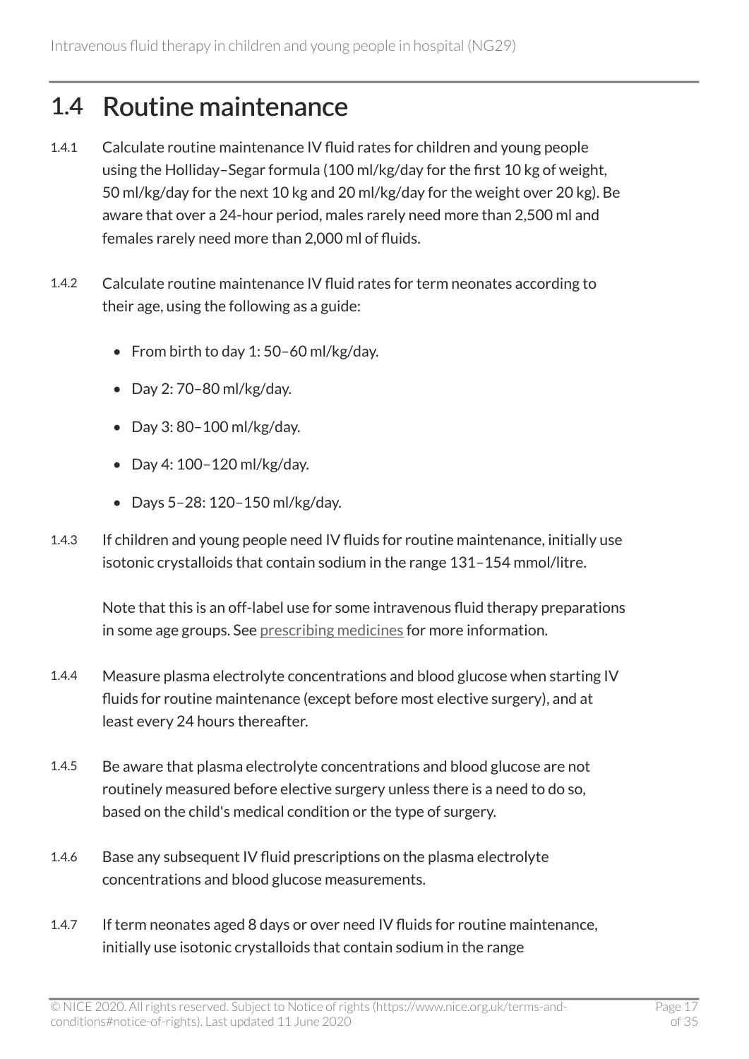## 1.4 Routine maintenance

1.4.1 Calculate routine maintenance IV fluid rates for children and young people using the Holliday–Segar formula (100 ml/kg/day for the first 10 kg of weight, 50 ml/kg/day for the next 10 kg and 20 ml/kg/day for the weight over 20 kg). Be aware that over a 24-hour period, males rarely need more than 2,500 ml and females rarely need more than 2,000 ml of fluids.

1.4.2 Calculate routine maintenance IV fluid rates for term neonates according to their age, using the following as a guide:

- From birth to day 1: 50–60 ml/kg/day.
- Day 2: 70–80 ml/kg/day.
- Day 3: 80–100 ml/kg/day.
- Day 4: 100–120 ml/kg/day.
- Days 5–28: 120–150 ml/kg/day.

1.4.3 If children and young people need IV fluids for routine maintenance, initially use isotonic crystalloids that contain sodium in the range 131–154 mmol/litre.

Note that this is an off-label use for some intravenous fluid therapy preparations in some age groups. See prescribing medicines for more information.

1.4.4 Measure plasma electrolyte concentrations and blood glucose when starting IV fluids for routine maintenance (except before most elective surgery), and at least every 24 hours thereafter.

1.4.5 Be aware that plasma electrolyte concentrations and blood glucose are not routinely measured before elective surgery unless there is a need to do so, based on the child's medical condition or the type of surgery.

1.4.6 Base any subsequent IV fluid prescriptions on the plasma electrolyte concentrations and blood glucose measurements.

1.4.7 If term neonates aged 8 days or over need IV fluids for routine maintenance, initially use isotonic crystalloids that contain sodium in the range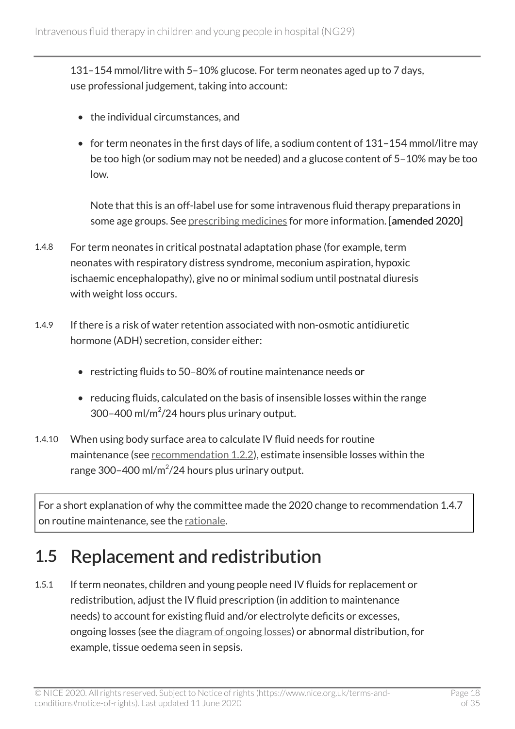131–154 mmol/litre with 5–10% glucose. For term neonates aged up to 7 days, use professional judgement, taking into account:

- the individual circumstances, and
- for term neonates in the first days of life, a sodium content of 131–154 mmol/litre may be too high (or sodium may not be needed) and a glucose content of 5–10% may be too low.

  Note that this is an off-label use for some intravenous fluid therapy preparations in some age groups. See prescribing medicines for more information. **[amended 2020]**

1.4.8 For term neonates in critical postnatal adaptation phase (for example, term neonates with respiratory distress syndrome, meconium aspiration, hypoxic ischaemic encephalopathy), give no or minimal sodium until postnatal diuresis with weight loss occurs.

1.4.9 If there is a risk of water retention associated with non-osmotic antidiuretic hormone (ADH) secretion, consider either:

- restricting fluids to 50–80% of routine maintenance needs **or**
- reducing fluids, calculated on the basis of insensible losses within the range 300–400 ml/$m^2$/24 hours plus urinary output.

1.4.10 When using body surface area to calculate IV fluid needs for routine maintenance (see recommendation 1.2.2), estimate insensible losses within the range 300–400 ml/$m^2$/24 hours plus urinary output.

For a short explanation of why the committee made the 2020 change to recommendation 1.4.7 on routine maintenance, see the rationale.

## 1.5 Replacement and redistribution

1.5.1 If term neonates, children and young people need IV fluids for replacement or redistribution, adjust the IV fluid prescription (in addition to maintenance needs) to account for existing fluid and/or electrolyte deficits or excesses, ongoing losses (see the diagram of ongoing losses) or abnormal distribution, for example, tissue oedema seen in sepsis.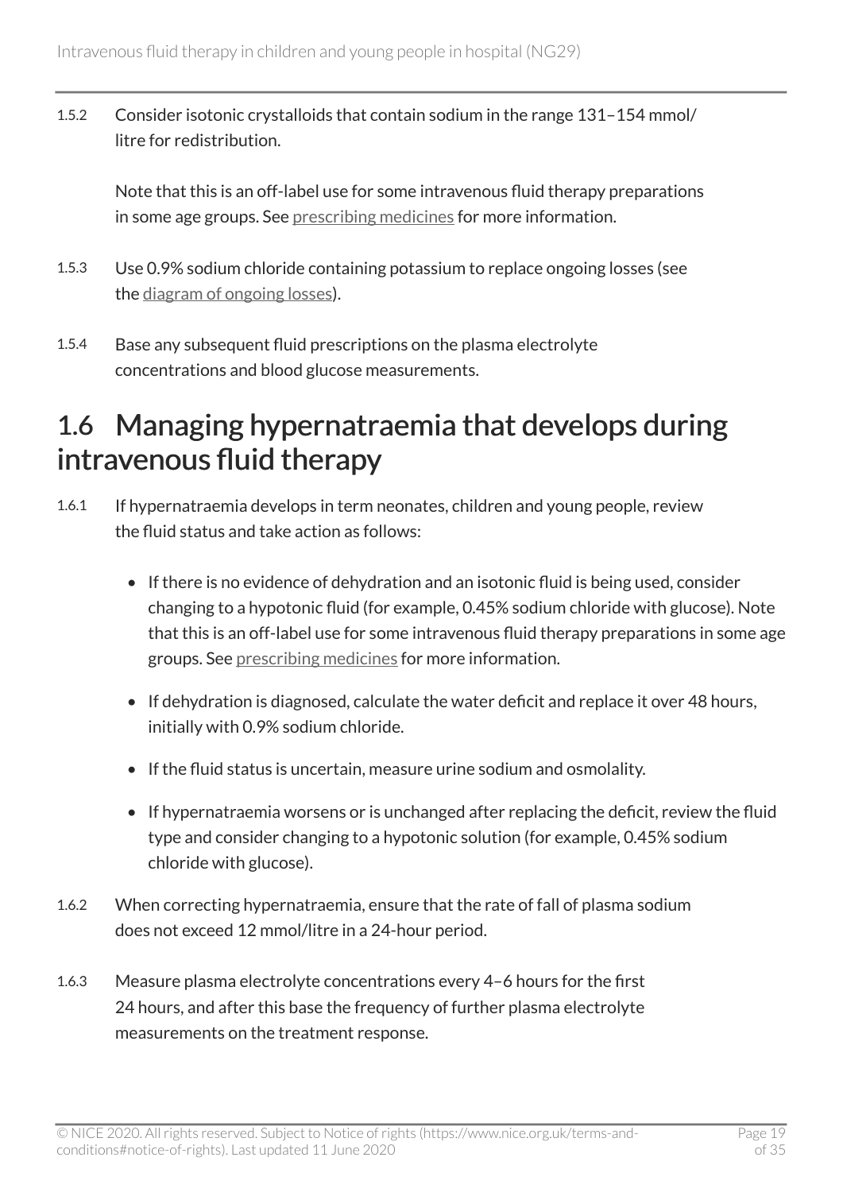1.5.2 Consider isotonic crystalloids that contain sodium in the range 131–154 mmol/litre for redistribution.

Note that this is an off-label use for some intravenous fluid therapy preparations in some age groups. See prescribing medicines for more information.

1.5.3 Use 0.9% sodium chloride containing potassium to replace ongoing losses (see the diagram of ongoing losses).

1.5.4 Base any subsequent fluid prescriptions on the plasma electrolyte concentrations and blood glucose measurements.

## 1.6 Managing hypernatraemia that develops during intravenous fluid therapy

1.6.1 If hypernatraemia develops in term neonates, children and young people, review the fluid status and take action as follows:

- If there is no evidence of dehydration and an isotonic fluid is being used, consider changing to a hypotonic fluid (for example, 0.45% sodium chloride with glucose). Note that this is an off-label use for some intravenous fluid therapy preparations in some age groups. See prescribing medicines for more information.
- If dehydration is diagnosed, calculate the water deficit and replace it over 48 hours, initially with 0.9% sodium chloride.
- If the fluid status is uncertain, measure urine sodium and osmolality.
- If hypernatraemia worsens or is unchanged after replacing the deficit, review the fluid type and consider changing to a hypotonic solution (for example, 0.45% sodium chloride with glucose).

1.6.2 When correcting hypernatraemia, ensure that the rate of fall of plasma sodium does not exceed 12 mmol/litre in a 24-hour period.

1.6.3 Measure plasma electrolyte concentrations every 4–6 hours for the first 24 hours, and after this base the frequency of further plasma electrolyte measurements on the treatment response.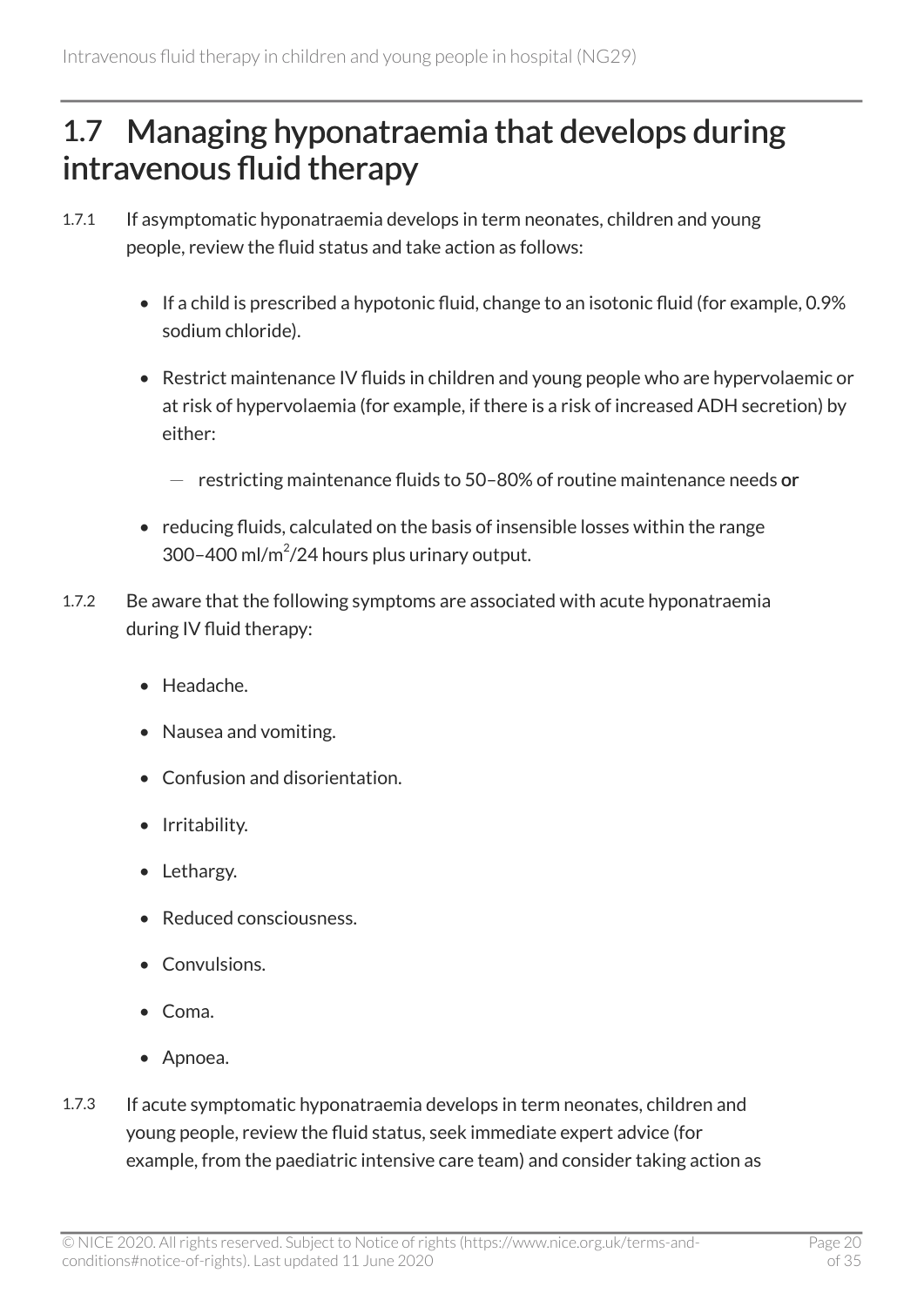## 1.7 Managing hyponatraemia that develops during intravenous fluid therapy

1.7.1 If asymptomatic hyponatraemia develops in term neonates, children and young people, review the fluid status and take action as follows:

- If a child is prescribed a hypotonic fluid, change to an isotonic fluid (for example, 0.9% sodium chloride).
- Restrict maintenance IV fluids in children and young people who are hypervolaemic or at risk of hypervolaemia (for example, if there is a risk of increased ADH secretion) by either:
  - restricting maintenance fluids to 50–80% of routine maintenance needs **or**
- reducing fluids, calculated on the basis of insensible losses within the range 300–400 ml/$m^2$/24 hours plus urinary output.

1.7.2 Be aware that the following symptoms are associated with acute hyponatraemia during IV fluid therapy:

- Headache.
- Nausea and vomiting.
- Confusion and disorientation.
- Irritability.
- Lethargy.
- Reduced consciousness.
- Convulsions.
- Coma.
- Apnoea.

1.7.3 If acute symptomatic hyponatraemia develops in term neonates, children and young people, review the fluid status, seek immediate expert advice (for example, from the paediatric intensive care team) and consider taking action as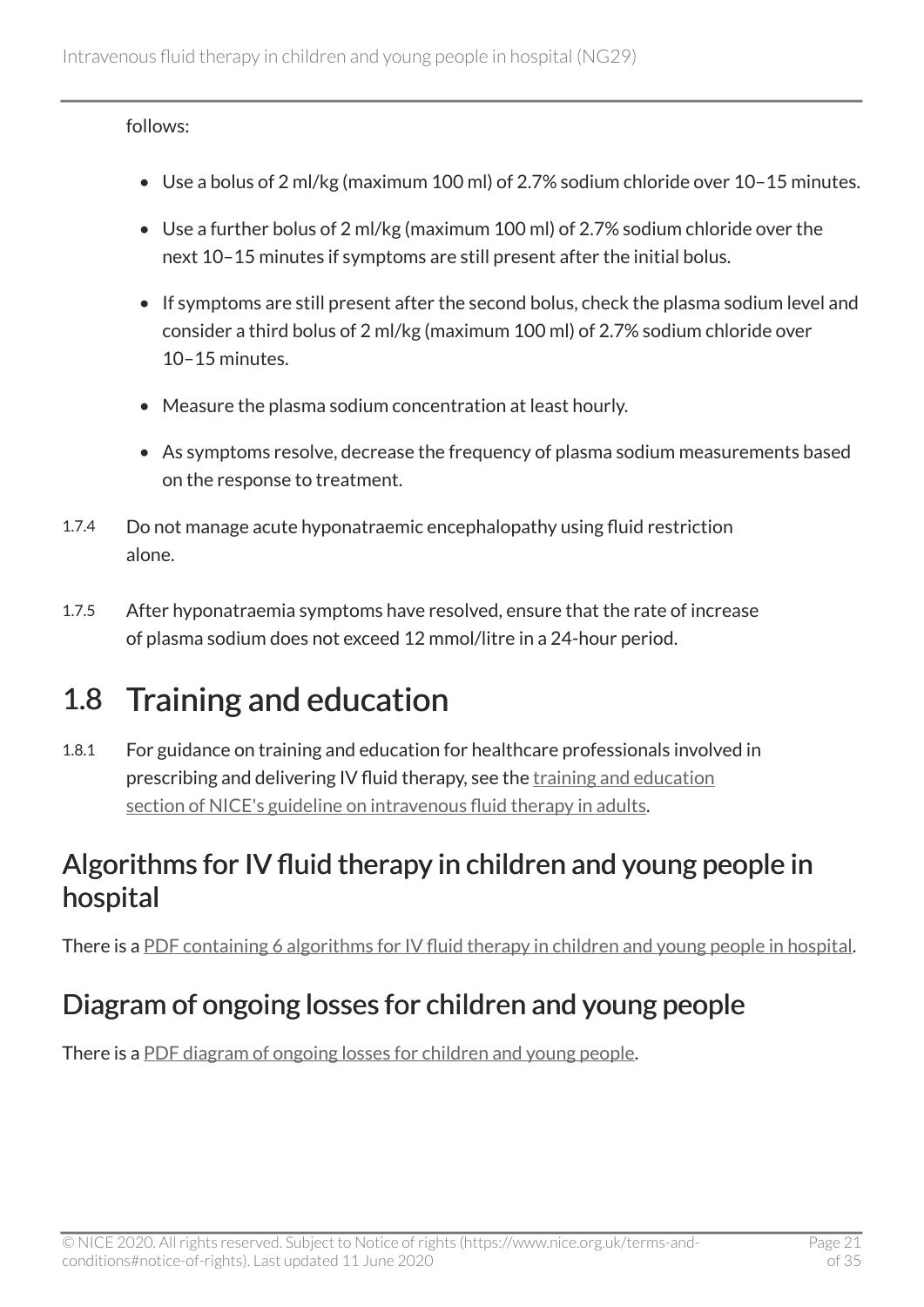follows:

- Use a bolus of 2 ml/kg (maximum 100 ml) of 2.7% sodium chloride over 10–15 minutes.
- Use a further bolus of 2 ml/kg (maximum 100 ml) of 2.7% sodium chloride over the next 10–15 minutes if symptoms are still present after the initial bolus.
- If symptoms are still present after the second bolus, check the plasma sodium level and consider a third bolus of 2 ml/kg (maximum 100 ml) of 2.7% sodium chloride over 10–15 minutes.
- Measure the plasma sodium concentration at least hourly.
- As symptoms resolve, decrease the frequency of plasma sodium measurements based on the response to treatment.

1.7.4 Do not manage acute hyponatraemic encephalopathy using fluid restriction alone.

1.7.5 After hyponatraemia symptoms have resolved, ensure that the rate of increase of plasma sodium does not exceed 12 mmol/litre in a 24-hour period.

# 1.8 Training and education

1.8.1 For guidance on training and education for healthcare professionals involved in prescribing and delivering IV fluid therapy, see the training and education section of NICE's guideline on intravenous fluid therapy in adults.

## Algorithms for IV fluid therapy in children and young people in hospital

There is a PDF containing 6 algorithms for IV fluid therapy in children and young people in hospital.

## Diagram of ongoing losses for children and young people

There is a PDF diagram of ongoing losses for children and young people.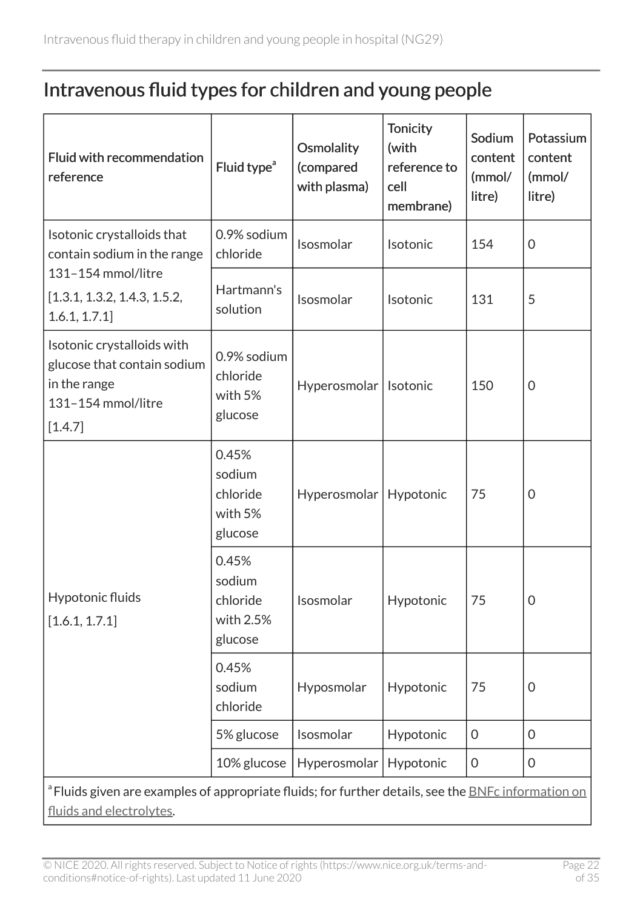## Intravenous fluid types for children and young people

| Fluid with recommendation reference | Fluid type[a] | Osmolality (compared with plasma) | Tonicity (with reference to cell membrane) | Sodium content (mmol/litre) | Potassium content (mmol/litre) |
|---|---|---|---|---|---|
| Isotonic crystalloids that contain sodium in the range 131–154 mmol/litre [1.3.1, 1.3.2, 1.4.3, 1.5.2, 1.6.1, 1.7.1] | 0.9% sodium chloride | Isosmolar | Isotonic | 154 | 0 |
| | Hartmann's solution | Isosmolar | Isotonic | 131 | 5 |
| Isotonic crystalloids with glucose that contain sodium in the range 131–154 mmol/litre [1.4.7] | 0.9% sodium chloride with 5% glucose | Hyperosmolar | Isotonic | 150 | 0 |
| Hypotonic fluids [1.6.1, 1.7.1] | 0.45% sodium chloride with 5% glucose | Hyperosmolar | Hypotonic | 75 | 0 |
| | 0.45% sodium chloride with 2.5% glucose | Isosmolar | Hypotonic | 75 | 0 |
| | 0.45% sodium chloride | Hyposmolar | Hypotonic | 75 | 0 |
| | 5% glucose | Isosmolar | Hypotonic | 0 | 0 |
| | 10% glucose | Hyperosmolar | Hypotonic | 0 | 0 |

[a] Fluids given are examples of appropriate fluids; for further details, see the BNFc information on fluids and electrolytes.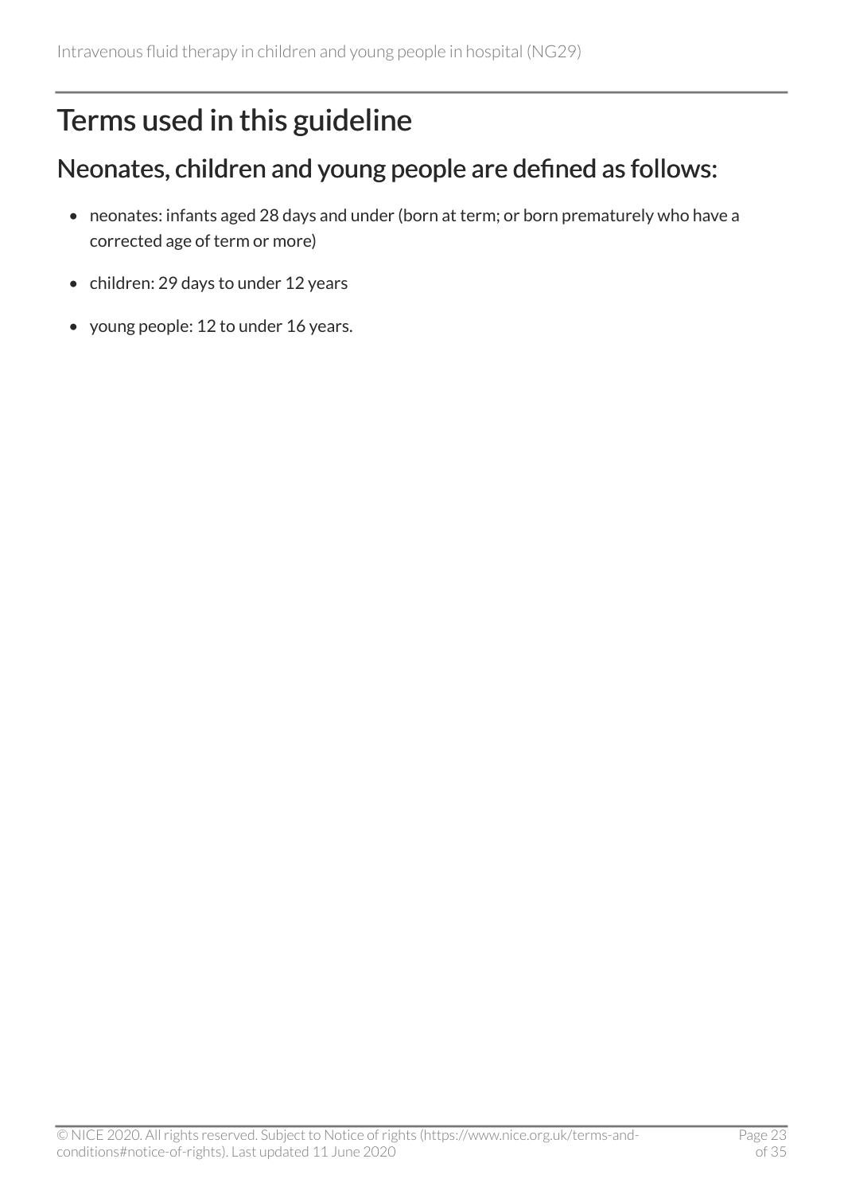# Terms used in this guideline

## Neonates, children and young people are defined as follows:

- neonates: infants aged 28 days and under (born at term; or born prematurely who have a corrected age of term or more)
- children: 29 days to under 12 years
- young people: 12 to under 16 years.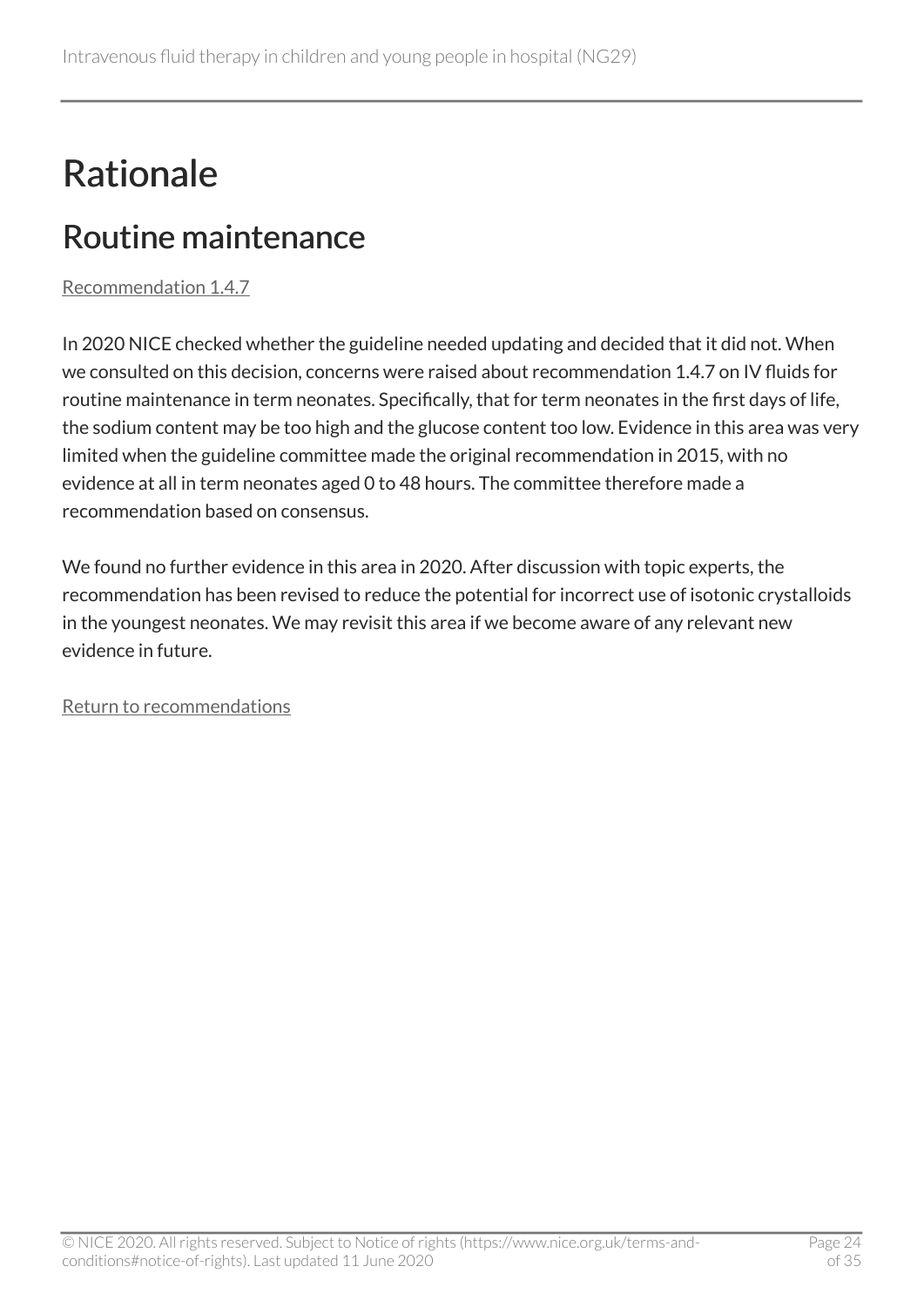# Rationale

## Routine maintenance

Recommendation 1.4.7

In 2020 NICE checked whether the guideline needed updating and decided that it did not. When we consulted on this decision, concerns were raised about recommendation 1.4.7 on IV fluids for routine maintenance in term neonates. Specifically, that for term neonates in the first days of life, the sodium content may be too high and the glucose content too low. Evidence in this area was very limited when the guideline committee made the original recommendation in 2015, with no evidence at all in term neonates aged 0 to 48 hours. The committee therefore made a recommendation based on consensus.

We found no further evidence in this area in 2020. After discussion with topic experts, the recommendation has been revised to reduce the potential for incorrect use of isotonic crystalloids in the youngest neonates. We may revisit this area if we become aware of any relevant new evidence in future.

Return to recommendations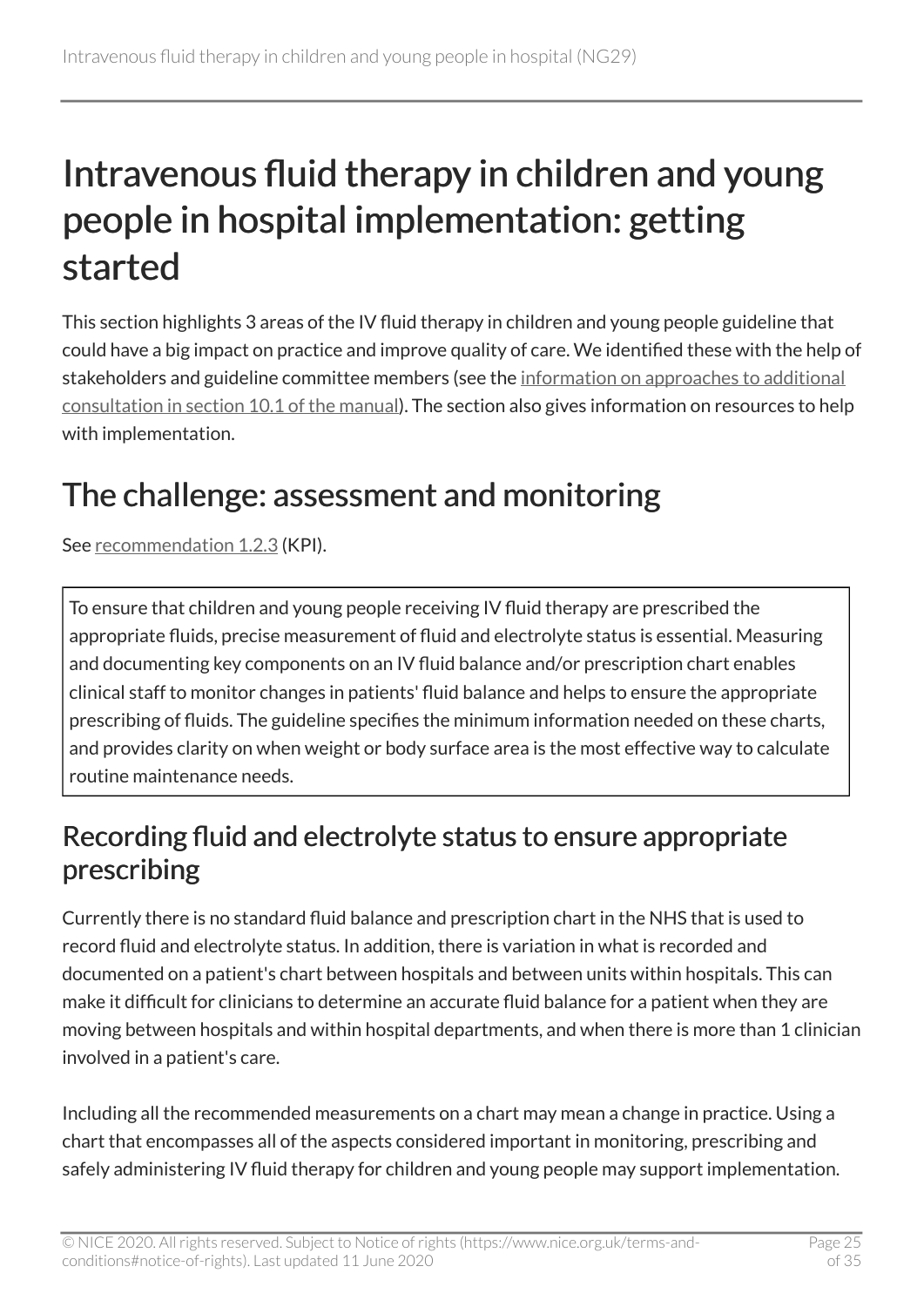# Intravenous fluid therapy in children and young people in hospital implementation: getting started

This section highlights 3 areas of the IV fluid therapy in children and young people guideline that could have a big impact on practice and improve quality of care. We identified these with the help of stakeholders and guideline committee members (see the information on approaches to additional consultation in section 10.1 of the manual). The section also gives information on resources to help with implementation.

## The challenge: assessment and monitoring

See recommendation 1.2.3 (KPI).

> To ensure that children and young people receiving IV fluid therapy are prescribed the appropriate fluids, precise measurement of fluid and electrolyte status is essential. Measuring and documenting key components on an IV fluid balance and/or prescription chart enables clinical staff to monitor changes in patients' fluid balance and helps to ensure the appropriate prescribing of fluids. The guideline specifies the minimum information needed on these charts, and provides clarity on when weight or body surface area is the most effective way to calculate routine maintenance needs.

### Recording fluid and electrolyte status to ensure appropriate prescribing

Currently there is no standard fluid balance and prescription chart in the NHS that is used to record fluid and electrolyte status. In addition, there is variation in what is recorded and documented on a patient's chart between hospitals and between units within hospitals. This can make it difficult for clinicians to determine an accurate fluid balance for a patient when they are moving between hospitals and within hospital departments, and when there is more than 1 clinician involved in a patient's care.

Including all the recommended measurements on a chart may mean a change in practice. Using a chart that encompasses all of the aspects considered important in monitoring, prescribing and safely administering IV fluid therapy for children and young people may support implementation.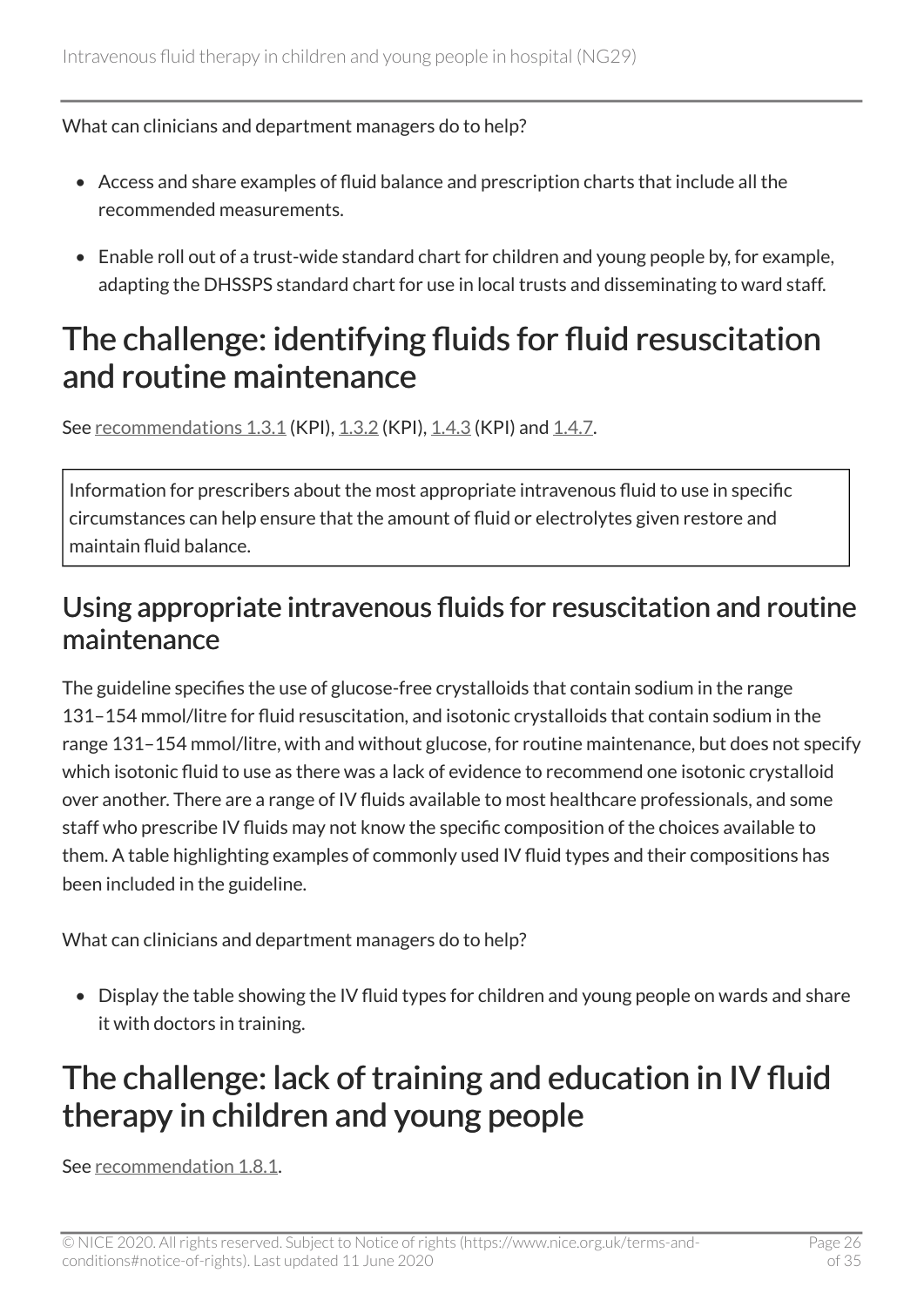What can clinicians and department managers do to help?

- Access and share examples of fluid balance and prescription charts that include all the recommended measurements.
- Enable roll out of a trust-wide standard chart for children and young people by, for example, adapting the DHSSPS standard chart for use in local trusts and disseminating to ward staff.

# The challenge: identifying fluids for fluid resuscitation and routine maintenance

See recommendations 1.3.1 (KPI), 1.3.2 (KPI), 1.4.3 (KPI) and 1.4.7.

Information for prescribers about the most appropriate intravenous fluid to use in specific circumstances can help ensure that the amount of fluid or electrolytes given restore and maintain fluid balance.

## Using appropriate intravenous fluids for resuscitation and routine maintenance

The guideline specifies the use of glucose-free crystalloids that contain sodium in the range 131–154 mmol/litre for fluid resuscitation, and isotonic crystalloids that contain sodium in the range 131–154 mmol/litre, with and without glucose, for routine maintenance, but does not specify which isotonic fluid to use as there was a lack of evidence to recommend one isotonic crystalloid over another. There are a range of IV fluids available to most healthcare professionals, and some staff who prescribe IV fluids may not know the specific composition of the choices available to them. A table highlighting examples of commonly used IV fluid types and their compositions has been included in the guideline.

What can clinicians and department managers do to help?

- Display the table showing the IV fluid types for children and young people on wards and share it with doctors in training.

# The challenge: lack of training and education in IV fluid therapy in children and young people

See recommendation 1.8.1.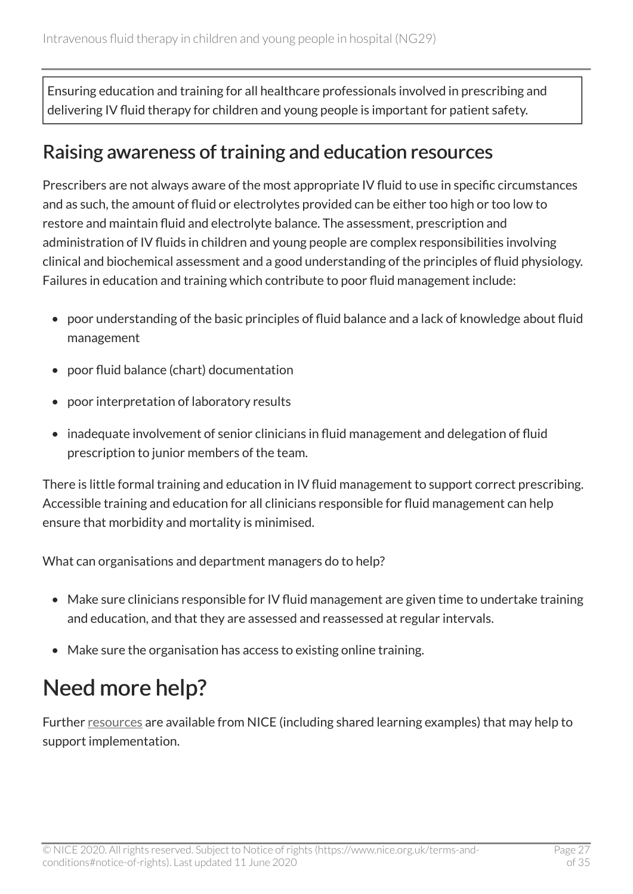Ensuring education and training for all healthcare professionals involved in prescribing and delivering IV fluid therapy for children and young people is important for patient safety.

## Raising awareness of training and education resources

Prescribers are not always aware of the most appropriate IV fluid to use in specific circumstances and as such, the amount of fluid or electrolytes provided can be either too high or too low to restore and maintain fluid and electrolyte balance. The assessment, prescription and administration of IV fluids in children and young people are complex responsibilities involving clinical and biochemical assessment and a good understanding of the principles of fluid physiology. Failures in education and training which contribute to poor fluid management include:

- poor understanding of the basic principles of fluid balance and a lack of knowledge about fluid management
- poor fluid balance (chart) documentation
- poor interpretation of laboratory results
- inadequate involvement of senior clinicians in fluid management and delegation of fluid prescription to junior members of the team.

There is little formal training and education in IV fluid management to support correct prescribing. Accessible training and education for all clinicians responsible for fluid management can help ensure that morbidity and mortality is minimised.

What can organisations and department managers do to help?

- Make sure clinicians responsible for IV fluid management are given time to undertake training and education, and that they are assessed and reassessed at regular intervals.
- Make sure the organisation has access to existing online training.

# Need more help?

Further resources are available from NICE (including shared learning examples) that may help to support implementation.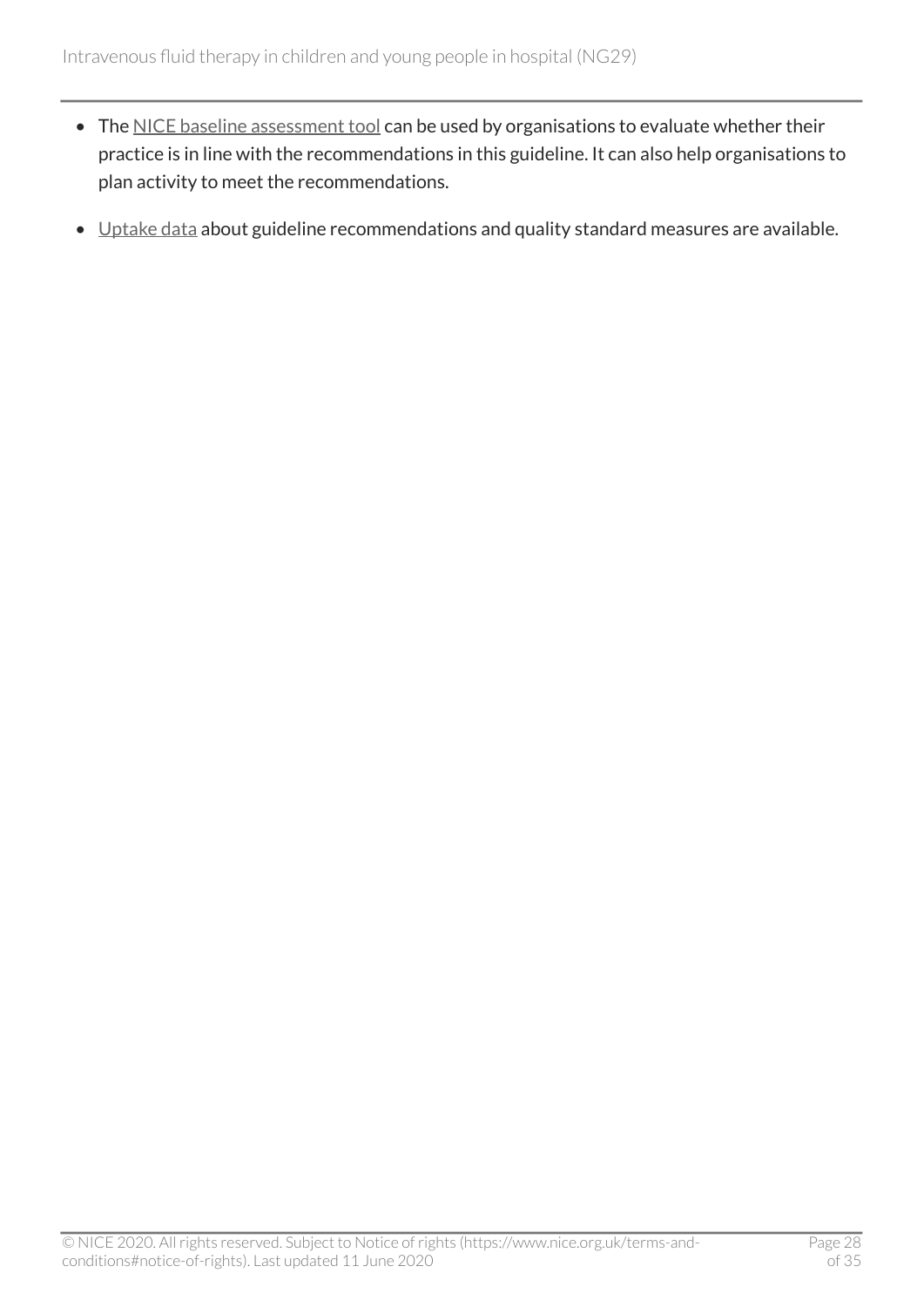- The NICE baseline assessment tool can be used by organisations to evaluate whether their practice is in line with the recommendations in this guideline. It can also help organisations to plan activity to meet the recommendations.
- Uptake data about guideline recommendations and quality standard measures are available.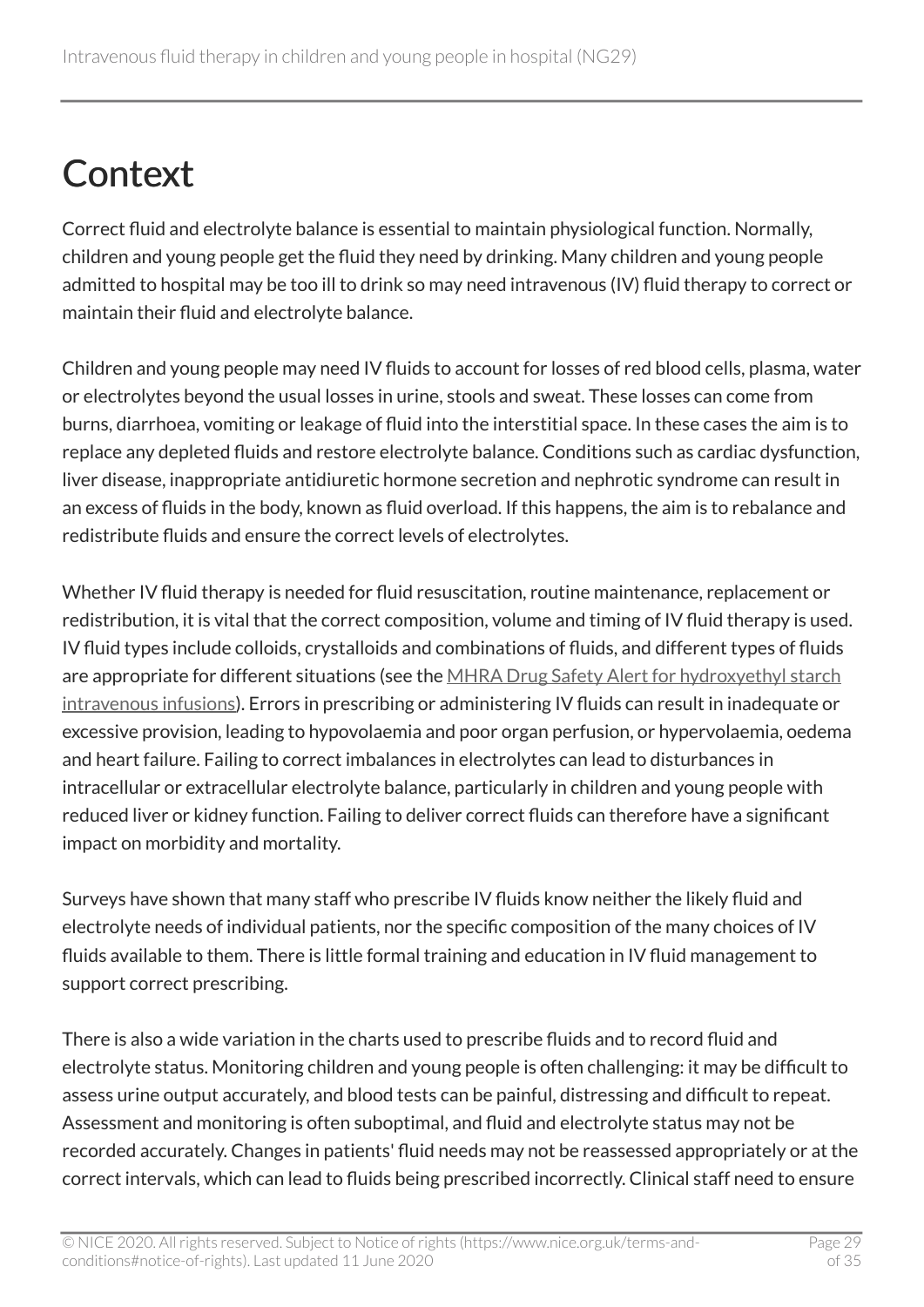# Context

Correct fluid and electrolyte balance is essential to maintain physiological function. Normally, children and young people get the fluid they need by drinking. Many children and young people admitted to hospital may be too ill to drink so may need intravenous (IV) fluid therapy to correct or maintain their fluid and electrolyte balance.

Children and young people may need IV fluids to account for losses of red blood cells, plasma, water or electrolytes beyond the usual losses in urine, stools and sweat. These losses can come from burns, diarrhoea, vomiting or leakage of fluid into the interstitial space. In these cases the aim is to replace any depleted fluids and restore electrolyte balance. Conditions such as cardiac dysfunction, liver disease, inappropriate antidiuretic hormone secretion and nephrotic syndrome can result in an excess of fluids in the body, known as fluid overload. If this happens, the aim is to rebalance and redistribute fluids and ensure the correct levels of electrolytes.

Whether IV fluid therapy is needed for fluid resuscitation, routine maintenance, replacement or redistribution, it is vital that the correct composition, volume and timing of IV fluid therapy is used. IV fluid types include colloids, crystalloids and combinations of fluids, and different types of fluids are appropriate for different situations (see the MHRA Drug Safety Alert for hydroxyethyl starch intravenous infusions). Errors in prescribing or administering IV fluids can result in inadequate or excessive provision, leading to hypovolaemia and poor organ perfusion, or hypervolaemia, oedema and heart failure. Failing to correct imbalances in electrolytes can lead to disturbances in intracellular or extracellular electrolyte balance, particularly in children and young people with reduced liver or kidney function. Failing to deliver correct fluids can therefore have a significant impact on morbidity and mortality.

Surveys have shown that many staff who prescribe IV fluids know neither the likely fluid and electrolyte needs of individual patients, nor the specific composition of the many choices of IV fluids available to them. There is little formal training and education in IV fluid management to support correct prescribing.

There is also a wide variation in the charts used to prescribe fluids and to record fluid and electrolyte status. Monitoring children and young people is often challenging: it may be difficult to assess urine output accurately, and blood tests can be painful, distressing and difficult to repeat. Assessment and monitoring is often suboptimal, and fluid and electrolyte status may not be recorded accurately. Changes in patients' fluid needs may not be reassessed appropriately or at the correct intervals, which can lead to fluids being prescribed incorrectly. Clinical staff need to ensure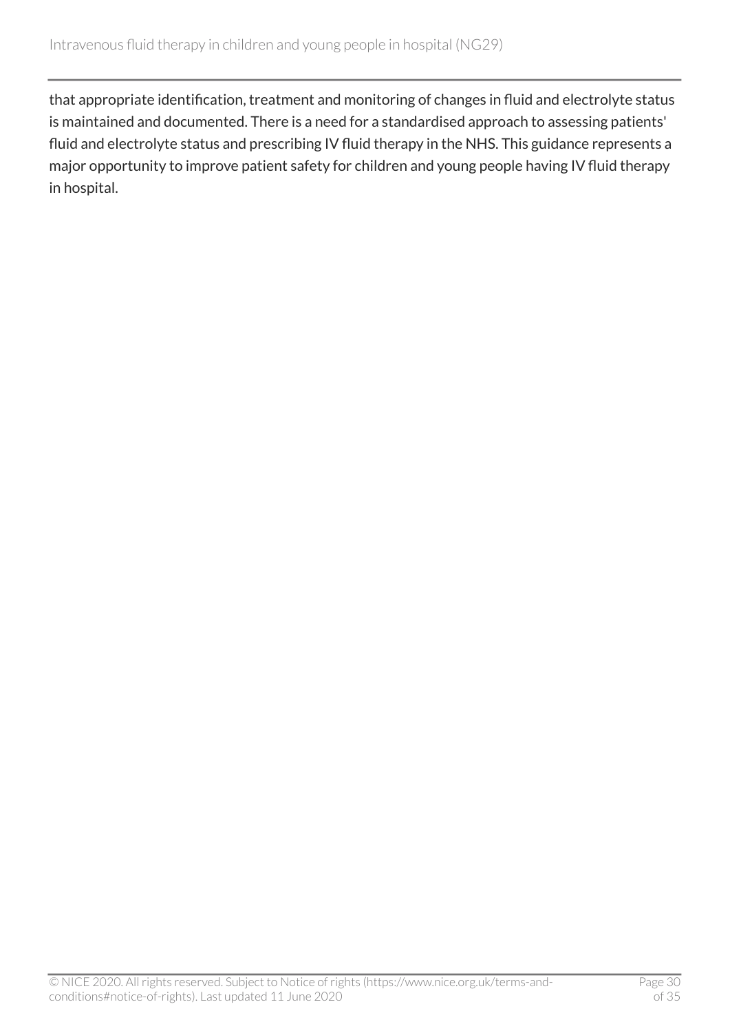that appropriate identification, treatment and monitoring of changes in fluid and electrolyte status is maintained and documented. There is a need for a standardised approach to assessing patients' fluid and electrolyte status and prescribing IV fluid therapy in the NHS. This guidance represents a major opportunity to improve patient safety for children and young people having IV fluid therapy in hospital.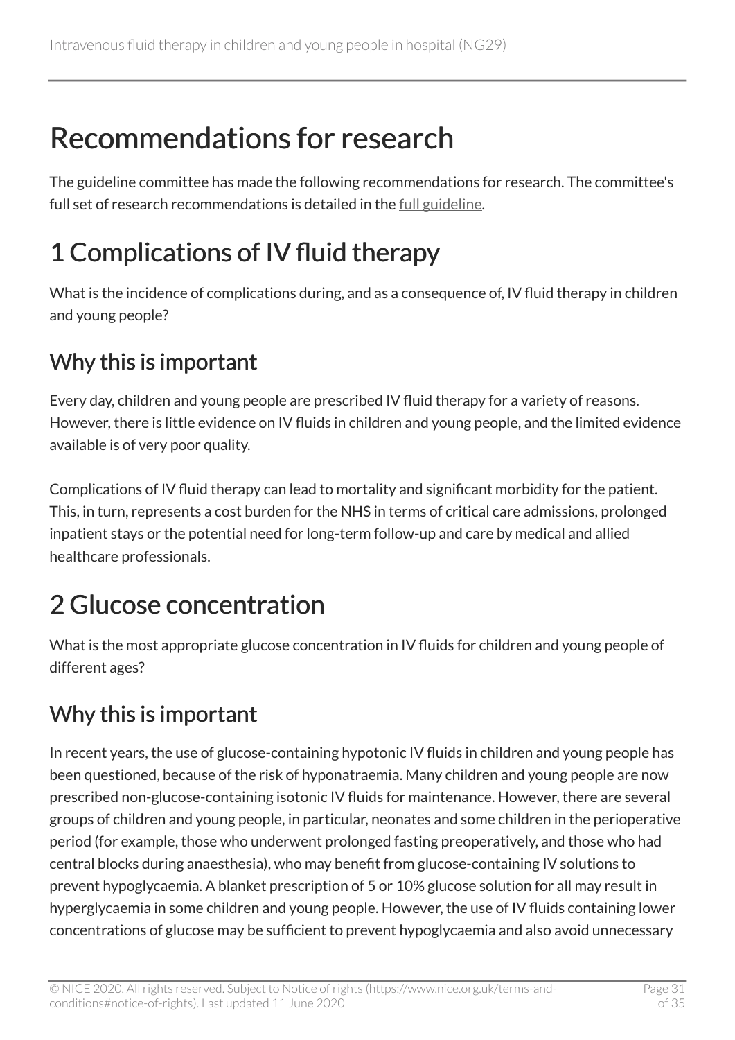# Recommendations for research

The guideline committee has made the following recommendations for research. The committee's full set of research recommendations is detailed in the [full guideline](#).

## 1 Complications of IV fluid therapy

What is the incidence of complications during, and as a consequence of, IV fluid therapy in children and young people?

### Why this is important

Every day, children and young people are prescribed IV fluid therapy for a variety of reasons. However, there is little evidence on IV fluids in children and young people, and the limited evidence available is of very poor quality.

Complications of IV fluid therapy can lead to mortality and significant morbidity for the patient. This, in turn, represents a cost burden for the NHS in terms of critical care admissions, prolonged inpatient stays or the potential need for long-term follow-up and care by medical and allied healthcare professionals.

## 2 Glucose concentration

What is the most appropriate glucose concentration in IV fluids for children and young people of different ages?

### Why this is important

In recent years, the use of glucose-containing hypotonic IV fluids in children and young people has been questioned, because of the risk of hyponatraemia. Many children and young people are now prescribed non-glucose-containing isotonic IV fluids for maintenance. However, there are several groups of children and young people, in particular, neonates and some children in the perioperative period (for example, those who underwent prolonged fasting preoperatively, and those who had central blocks during anaesthesia), who may benefit from glucose-containing IV solutions to prevent hypoglycaemia. A blanket prescription of 5 or 10% glucose solution for all may result in hyperglycaemia in some children and young people. However, the use of IV fluids containing lower concentrations of glucose may be sufficient to prevent hypoglycaemia and also avoid unnecessary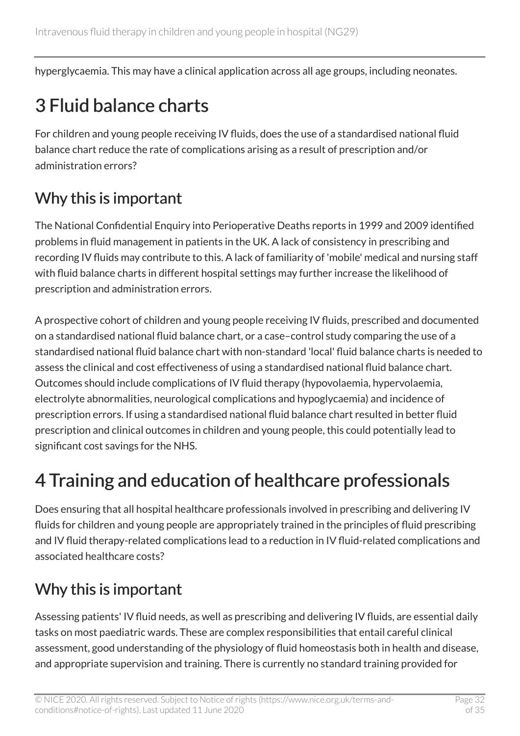hyperglycaemia. This may have a clinical application across all age groups, including neonates.

# 3 Fluid balance charts

For children and young people receiving IV fluids, does the use of a standardised national fluid balance chart reduce the rate of complications arising as a result of prescription and/or administration errors?

## Why this is important

The National Confidential Enquiry into Perioperative Deaths reports in 1999 and 2009 identified problems in fluid management in patients in the UK. A lack of consistency in prescribing and recording IV fluids may contribute to this. A lack of familiarity of 'mobile' medical and nursing staff with fluid balance charts in different hospital settings may further increase the likelihood of prescription and administration errors.

A prospective cohort of children and young people receiving IV fluids, prescribed and documented on a standardised national fluid balance chart, or a case–control study comparing the use of a standardised national fluid balance chart with non-standard 'local' fluid balance charts is needed to assess the clinical and cost effectiveness of using a standardised national fluid balance chart. Outcomes should include complications of IV fluid therapy (hypovolaemia, hypervolaemia, electrolyte abnormalities, neurological complications and hypoglycaemia) and incidence of prescription errors. If using a standardised national fluid balance chart resulted in better fluid prescription and clinical outcomes in children and young people, this could potentially lead to significant cost savings for the NHS.

# 4 Training and education of healthcare professionals

Does ensuring that all hospital healthcare professionals involved in prescribing and delivering IV fluids for children and young people are appropriately trained in the principles of fluid prescribing and IV fluid therapy-related complications lead to a reduction in IV fluid-related complications and associated healthcare costs?

## Why this is important

Assessing patients' IV fluid needs, as well as prescribing and delivering IV fluids, are essential daily tasks on most paediatric wards. These are complex responsibilities that entail careful clinical assessment, good understanding of the physiology of fluid homeostasis both in health and disease, and appropriate supervision and training. There is currently no standard training provided for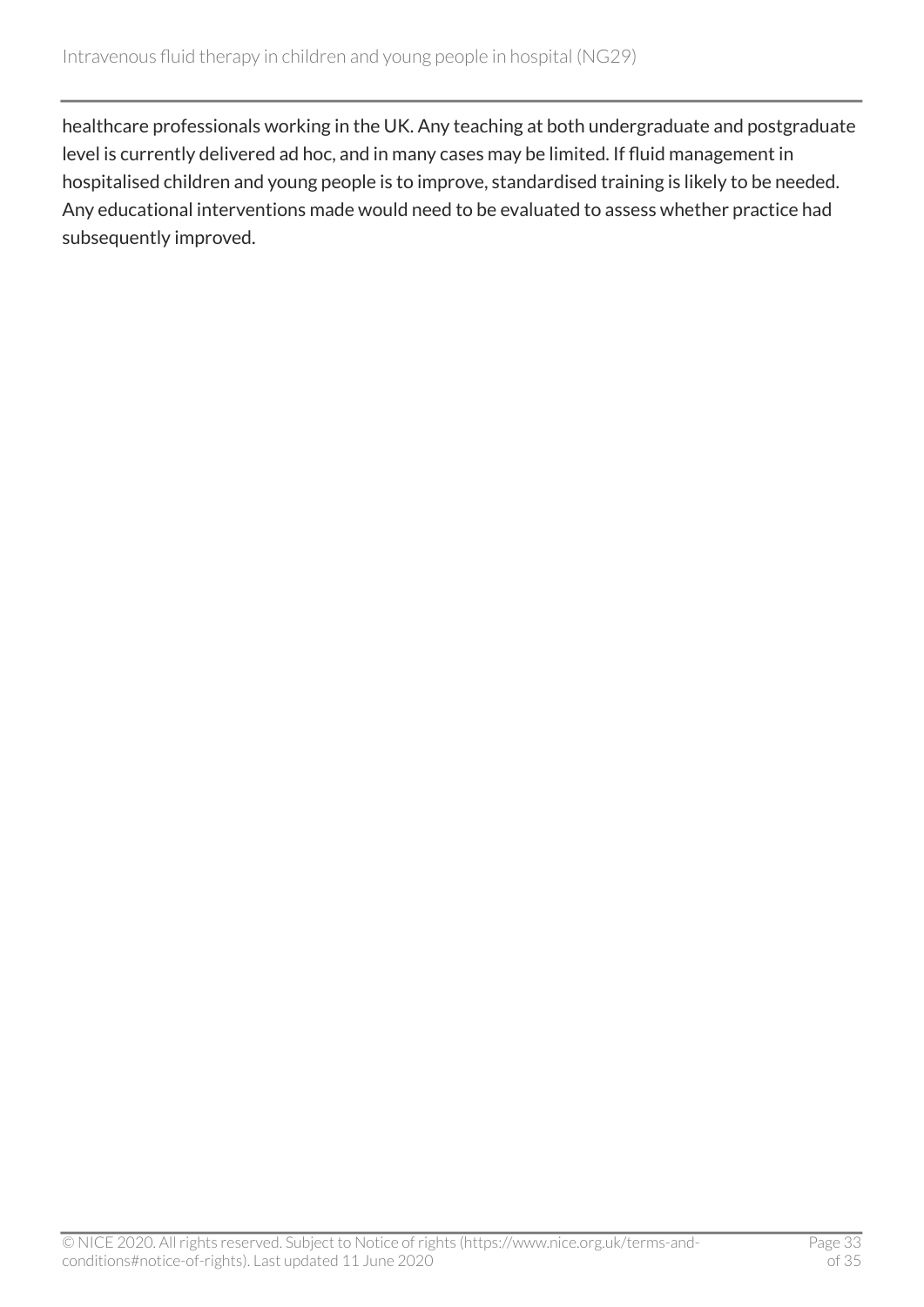healthcare professionals working in the UK. Any teaching at both undergraduate and postgraduate level is currently delivered ad hoc, and in many cases may be limited. If fluid management in hospitalised children and young people is to improve, standardised training is likely to be needed. Any educational interventions made would need to be evaluated to assess whether practice had subsequently improved.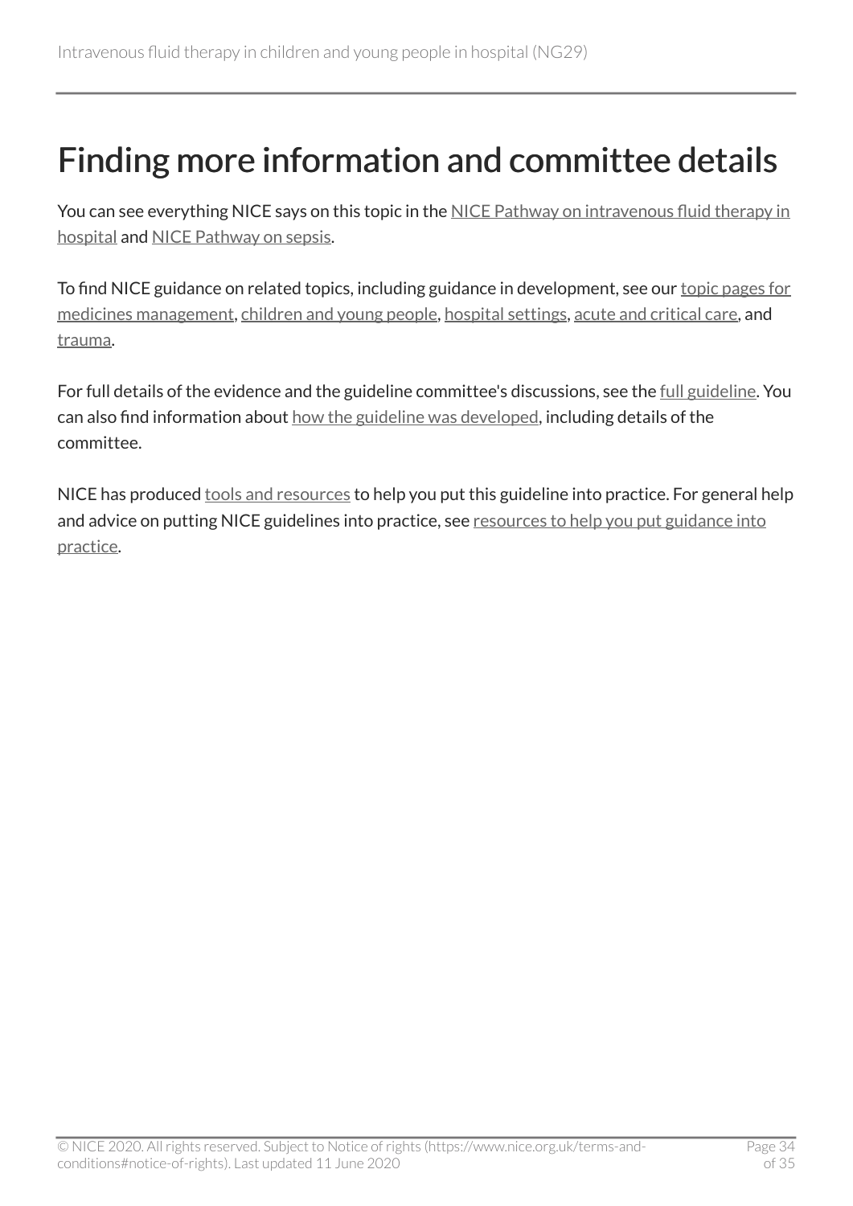# Finding more information and committee details

You can see everything NICE says on this topic in the NICE Pathway on intravenous fluid therapy in hospital and NICE Pathway on sepsis.

To find NICE guidance on related topics, including guidance in development, see our topic pages for medicines management, children and young people, hospital settings, acute and critical care, and trauma.

For full details of the evidence and the guideline committee's discussions, see the full guideline. You can also find information about how the guideline was developed, including details of the committee.

NICE has produced tools and resources to help you put this guideline into practice. For general help and advice on putting NICE guidelines into practice, see resources to help you put guidance into practice.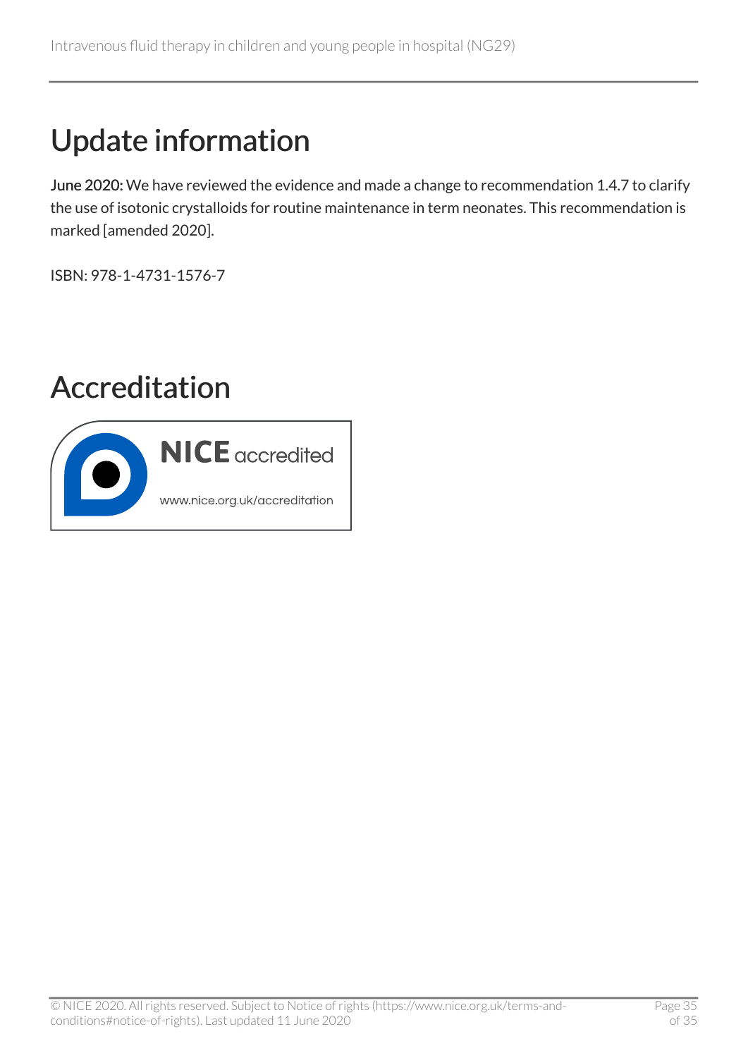# Update information

**June 2020:** We have reviewed the evidence and made a change to recommendation 1.4.7 to clarify the use of isotonic crystalloids for routine maintenance in term neonates. This recommendation is marked [amended 2020].

ISBN: 978-1-4731-1576-7

# Accreditation

NICE accredited

www.nice.org.uk/accreditation